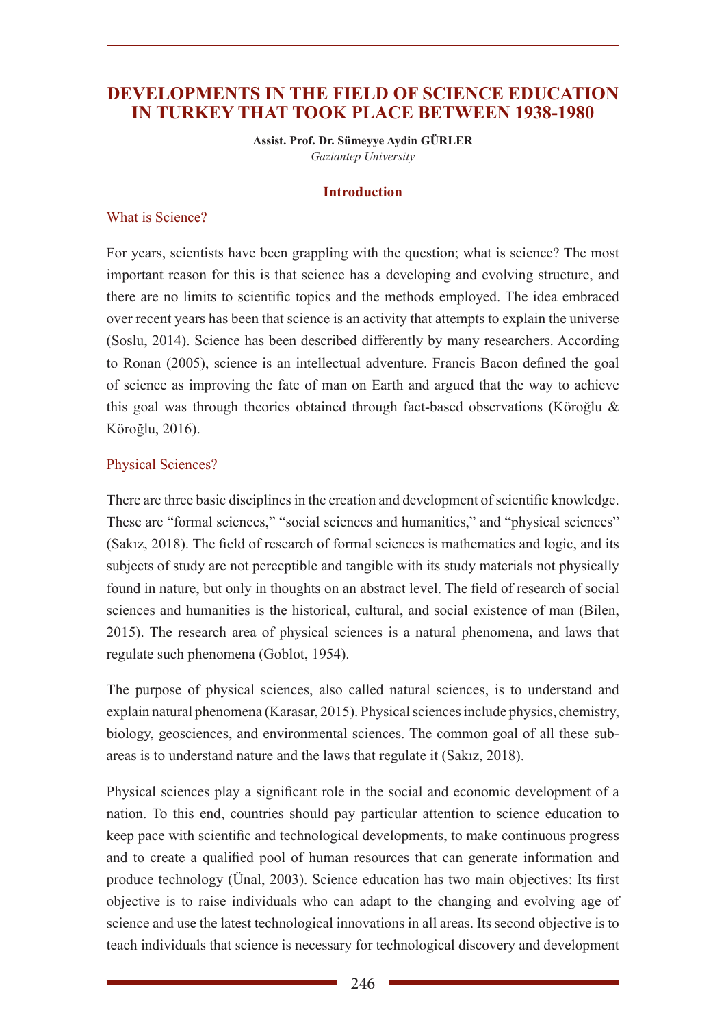# DEVELOPMENTS IN THE FIELD OF SCIENCE EDUCATION IN TURKEY THAT TOOK PLACE BETWEEN 1938-1980

**Assist. Prof. Dr. Sümeyye Aydin GÜRLER**
*Gaziantep University*

## Introduction

### What is Science?

For years, scientists have been grappling with the question; what is science? The most important reason for this is that science has a developing and evolving structure, and there are no limits to scientific topics and the methods employed. The idea embraced over recent years has been that science is an activity that attempts to explain the universe (Soslu, 2014). Science has been described differently by many researchers. According to Ronan (2005), science is an intellectual adventure. Francis Bacon defined the goal of science as improving the fate of man on Earth and argued that the way to achieve this goal was through theories obtained through fact-based observations (Köroğlu & Köroğlu, 2016).

### Physical Sciences?

There are three basic disciplines in the creation and development of scientific knowledge. These are "formal sciences," "social sciences and humanities," and "physical sciences" (Sakız, 2018). The field of research of formal sciences is mathematics and logic, and its subjects of study are not perceptible and tangible with its study materials not physically found in nature, but only in thoughts on an abstract level. The field of research of social sciences and humanities is the historical, cultural, and social existence of man (Bilen, 2015). The research area of physical sciences is a natural phenomena, and laws that regulate such phenomena (Goblot, 1954).

The purpose of physical sciences, also called natural sciences, is to understand and explain natural phenomena (Karasar, 2015). Physical sciences include physics, chemistry, biology, geosciences, and environmental sciences. The common goal of all these sub-areas is to understand nature and the laws that regulate it (Sakız, 2018).

Physical sciences play a significant role in the social and economic development of a nation. To this end, countries should pay particular attention to science education to keep pace with scientific and technological developments, to make continuous progress and to create a qualified pool of human resources that can generate information and produce technology (Ünal, 2003). Science education has two main objectives: Its first objective is to raise individuals who can adapt to the changing and evolving age of science and use the latest technological innovations in all areas. Its second objective is to teach individuals that science is necessary for technological discovery and development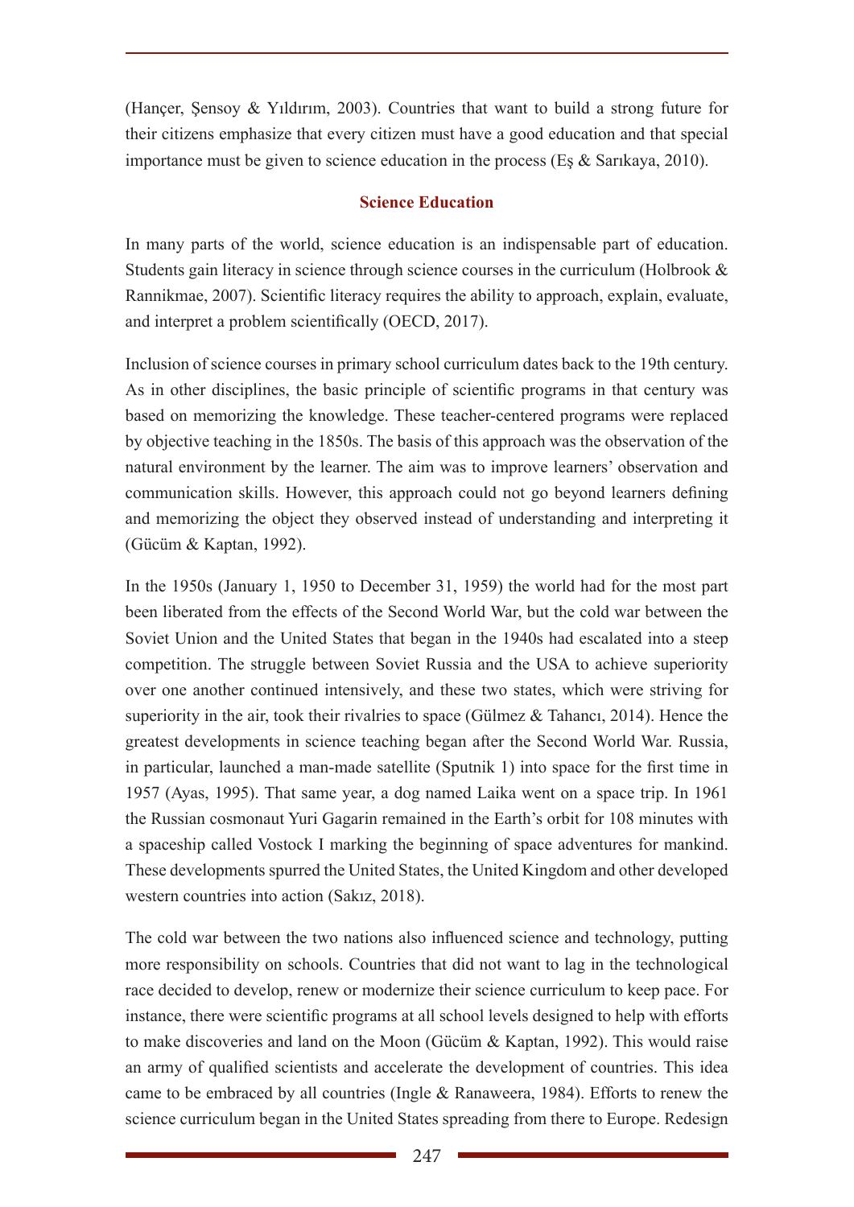(Hançer, Şensoy & Yıldırım, 2003). Countries that want to build a strong future for their citizens emphasize that every citizen must have a good education and that special importance must be given to science education in the process (Eş & Sarıkaya, 2010).

## Science Education

In many parts of the world, science education is an indispensable part of education. Students gain literacy in science through science courses in the curriculum (Holbrook & Rannikmae, 2007). Scientific literacy requires the ability to approach, explain, evaluate, and interpret a problem scientifically (OECD, 2017).

Inclusion of science courses in primary school curriculum dates back to the 19th century. As in other disciplines, the basic principle of scientific programs in that century was based on memorizing the knowledge. These teacher-centered programs were replaced by objective teaching in the 1850s. The basis of this approach was the observation of the natural environment by the learner. The aim was to improve learners' observation and communication skills. However, this approach could not go beyond learners defining and memorizing the object they observed instead of understanding and interpreting it (Gücüm & Kaptan, 1992).

In the 1950s (January 1, 1950 to December 31, 1959) the world had for the most part been liberated from the effects of the Second World War, but the cold war between the Soviet Union and the United States that began in the 1940s had escalated into a steep competition. The struggle between Soviet Russia and the USA to achieve superiority over one another continued intensively, and these two states, which were striving for superiority in the air, took their rivalries to space (Gülmez & Tahancı, 2014). Hence the greatest developments in science teaching began after the Second World War. Russia, in particular, launched a man-made satellite (Sputnik 1) into space for the first time in 1957 (Ayas, 1995). That same year, a dog named Laika went on a space trip. In 1961 the Russian cosmonaut Yuri Gagarin remained in the Earth's orbit for 108 minutes with a spaceship called Vostock I marking the beginning of space adventures for mankind. These developments spurred the United States, the United Kingdom and other developed western countries into action (Sakız, 2018).

The cold war between the two nations also influenced science and technology, putting more responsibility on schools. Countries that did not want to lag in the technological race decided to develop, renew or modernize their science curriculum to keep pace. For instance, there were scientific programs at all school levels designed to help with efforts to make discoveries and land on the Moon (Gücüm & Kaptan, 1992). This would raise an army of qualified scientists and accelerate the development of countries. This idea came to be embraced by all countries (Ingle & Ranaweera, 1984). Efforts to renew the science curriculum began in the United States spreading from there to Europe. Redesign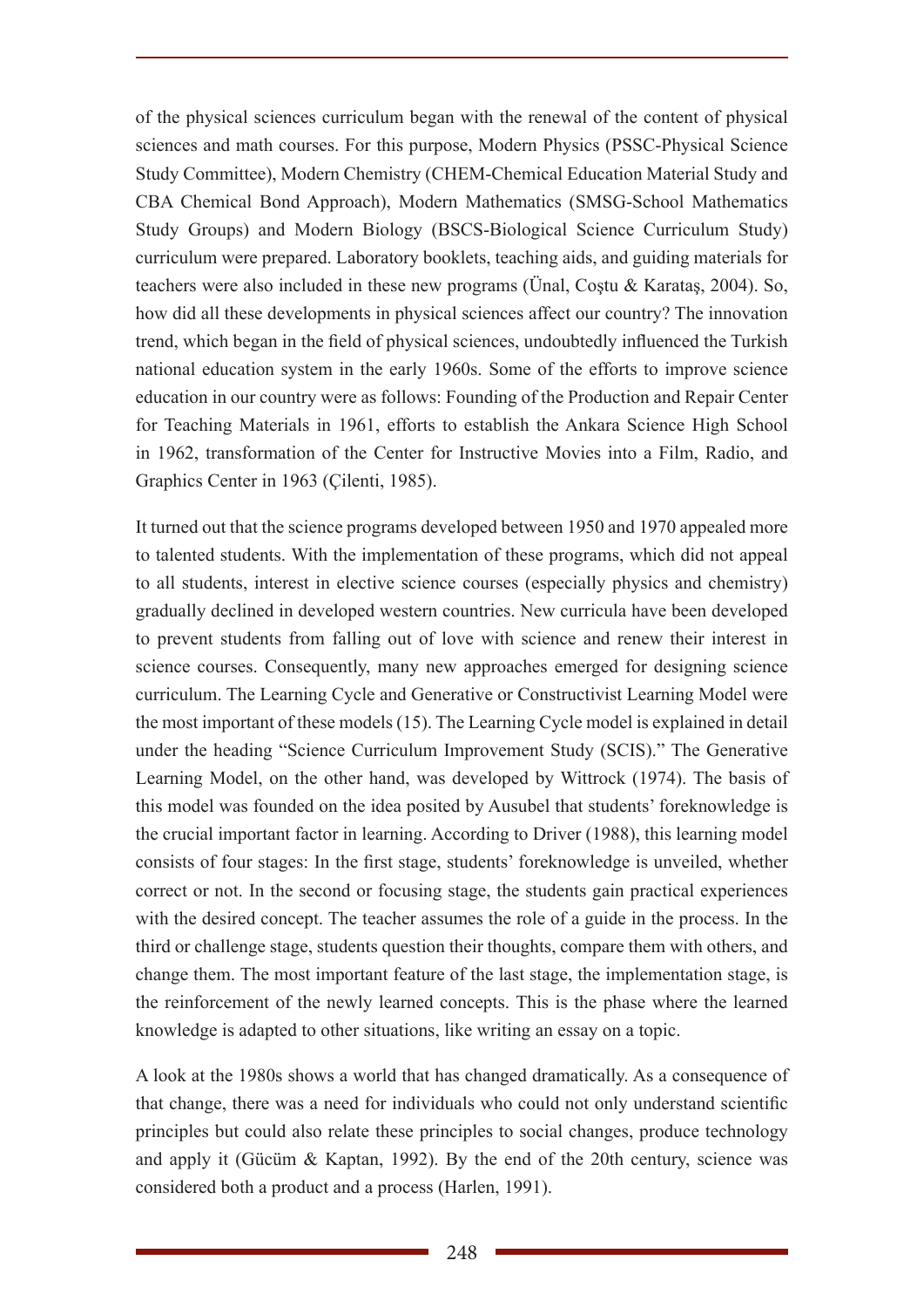of the physical sciences curriculum began with the renewal of the content of physical sciences and math courses. For this purpose, Modern Physics (PSSC-Physical Science Study Committee), Modern Chemistry (CHEM-Chemical Education Material Study and CBA Chemical Bond Approach), Modern Mathematics (SMSG-School Mathematics Study Groups) and Modern Biology (BSCS-Biological Science Curriculum Study) curriculum were prepared. Laboratory booklets, teaching aids, and guiding materials for teachers were also included in these new programs (Ünal, Coştu & Karataş, 2004). So, how did all these developments in physical sciences affect our country? The innovation trend, which began in the field of physical sciences, undoubtedly influenced the Turkish national education system in the early 1960s. Some of the efforts to improve science education in our country were as follows: Founding of the Production and Repair Center for Teaching Materials in 1961, efforts to establish the Ankara Science High School in 1962, transformation of the Center for Instructive Movies into a Film, Radio, and Graphics Center in 1963 (Çilenti, 1985).

It turned out that the science programs developed between 1950 and 1970 appealed more to talented students. With the implementation of these programs, which did not appeal to all students, interest in elective science courses (especially physics and chemistry) gradually declined in developed western countries. New curricula have been developed to prevent students from falling out of love with science and renew their interest in science courses. Consequently, many new approaches emerged for designing science curriculum. The Learning Cycle and Generative or Constructivist Learning Model were the most important of these models (15). The Learning Cycle model is explained in detail under the heading "Science Curriculum Improvement Study (SCIS)." The Generative Learning Model, on the other hand, was developed by Wittrock (1974). The basis of this model was founded on the idea posited by Ausubel that students' foreknowledge is the crucial important factor in learning. According to Driver (1988), this learning model consists of four stages: In the first stage, students' foreknowledge is unveiled, whether correct or not. In the second or focusing stage, the students gain practical experiences with the desired concept. The teacher assumes the role of a guide in the process. In the third or challenge stage, students question their thoughts, compare them with others, and change them. The most important feature of the last stage, the implementation stage, is the reinforcement of the newly learned concepts. This is the phase where the learned knowledge is adapted to other situations, like writing an essay on a topic.

A look at the 1980s shows a world that has changed dramatically. As a consequence of that change, there was a need for individuals who could not only understand scientific principles but could also relate these principles to social changes, produce technology and apply it (Gücüm & Kaptan, 1992). By the end of the 20th century, science was considered both a product and a process (Harlen, 1991).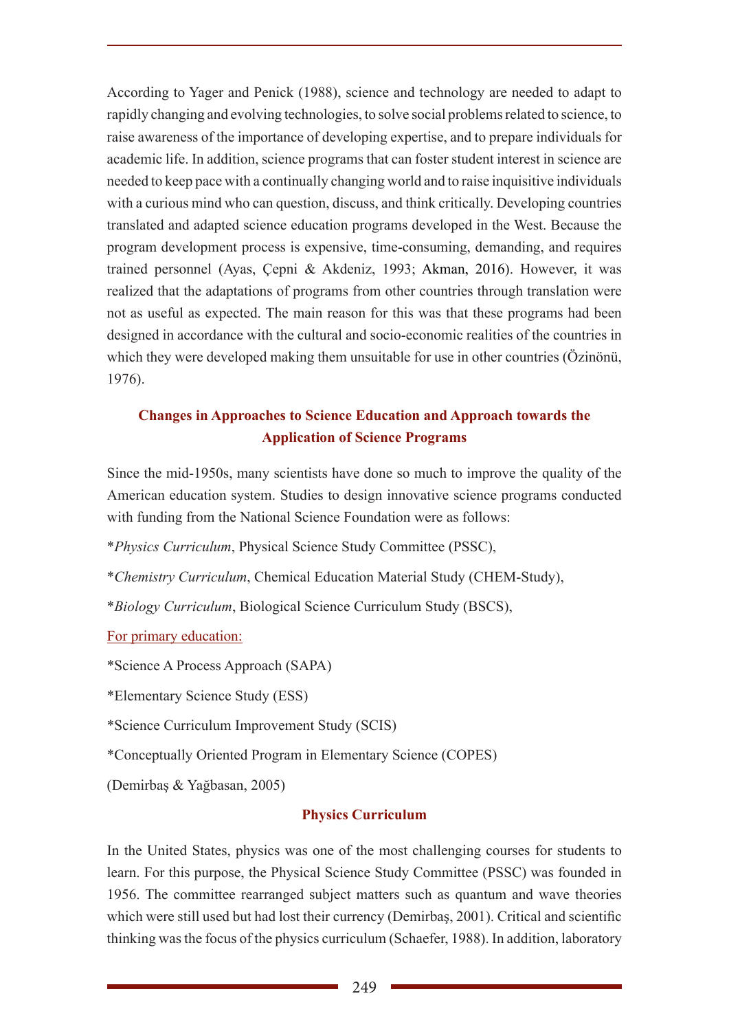According to Yager and Penick (1988), science and technology are needed to adapt to rapidly changing and evolving technologies, to solve social problems related to science, to raise awareness of the importance of developing expertise, and to prepare individuals for academic life. In addition, science programs that can foster student interest in science are needed to keep pace with a continually changing world and to raise inquisitive individuals with a curious mind who can question, discuss, and think critically. Developing countries translated and adapted science education programs developed in the West. Because the program development process is expensive, time-consuming, demanding, and requires trained personnel (Ayas, Çepni & Akdeniz, 1993; Akman, 2016). However, it was realized that the adaptations of programs from other countries through translation were not as useful as expected. The main reason for this was that these programs had been designed in accordance with the cultural and socio-economic realities of the countries in which they were developed making them unsuitable for use in other countries (Özinönü, 1976).

## Changes in Approaches to Science Education and Approach towards the Application of Science Programs

Since the mid-1950s, many scientists have done so much to improve the quality of the American education system. Studies to design innovative science programs conducted with funding from the National Science Foundation were as follows:

*\*Physics Curriculum*, Physical Science Study Committee (PSSC),

*\*Chemistry Curriculum*, Chemical Education Material Study (CHEM-Study),

*\*Biology Curriculum*, Biological Science Curriculum Study (BSCS),

For primary education:

\*Science A Process Approach (SAPA)

\*Elementary Science Study (ESS)

\*Science Curriculum Improvement Study (SCIS)

\*Conceptually Oriented Program in Elementary Science (COPES)

(Demirbaş & Yağbasan, 2005)

## Physics Curriculum

In the United States, physics was one of the most challenging courses for students to learn. For this purpose, the Physical Science Study Committee (PSSC) was founded in 1956. The committee rearranged subject matters such as quantum and wave theories which were still used but had lost their currency (Demirbaş, 2001). Critical and scientific thinking was the focus of the physics curriculum (Schaefer, 1988). In addition, laboratory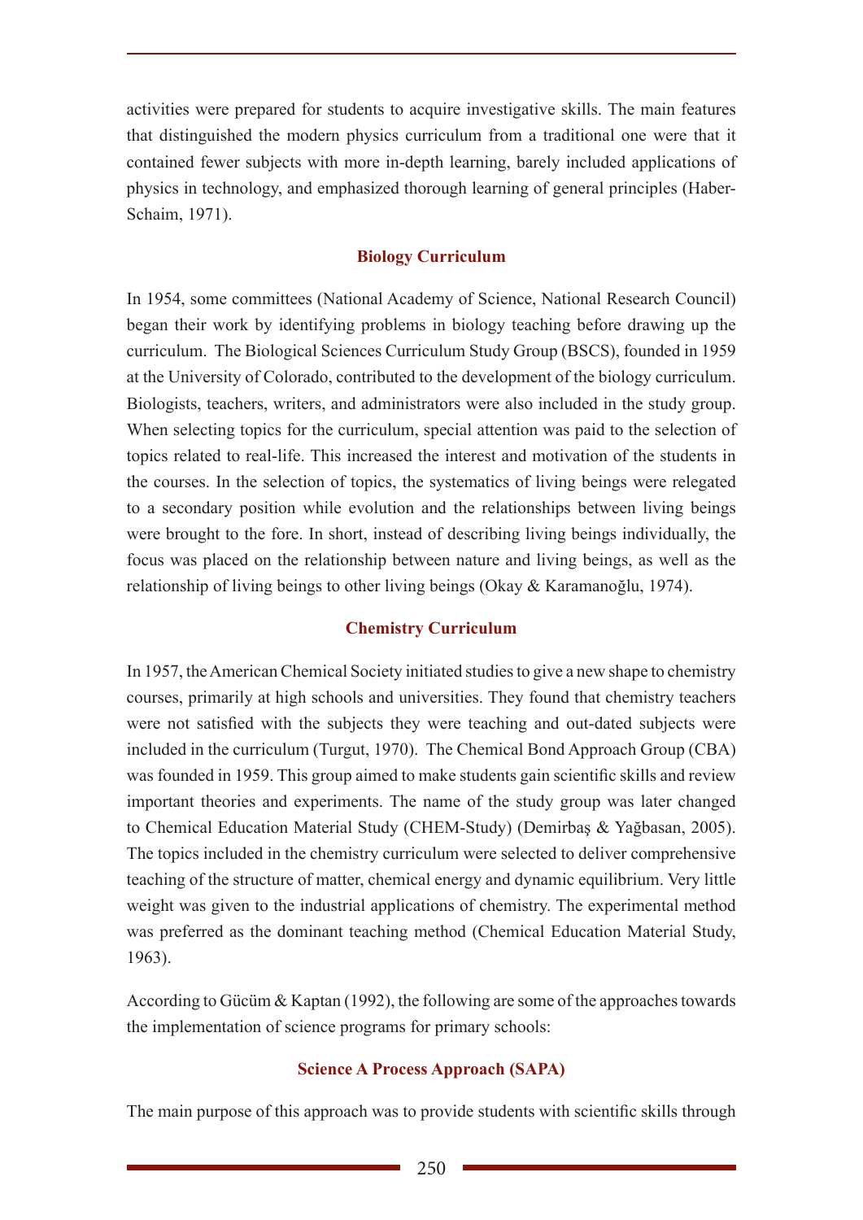activities were prepared for students to acquire investigative skills. The main features that distinguished the modern physics curriculum from a traditional one were that it contained fewer subjects with more in-depth learning, barely included applications of physics in technology, and emphasized thorough learning of general principles (Haber-Schaim, 1971).

### Biology Curriculum

In 1954, some committees (National Academy of Science, National Research Council) began their work by identifying problems in biology teaching before drawing up the curriculum. The Biological Sciences Curriculum Study Group (BSCS), founded in 1959 at the University of Colorado, contributed to the development of the biology curriculum. Biologists, teachers, writers, and administrators were also included in the study group. When selecting topics for the curriculum, special attention was paid to the selection of topics related to real-life. This increased the interest and motivation of the students in the courses. In the selection of topics, the systematics of living beings were relegated to a secondary position while evolution and the relationships between living beings were brought to the fore. In short, instead of describing living beings individually, the focus was placed on the relationship between nature and living beings, as well as the relationship of living beings to other living beings (Okay & Karamanoğlu, 1974).

### Chemistry Curriculum

In 1957, the American Chemical Society initiated studies to give a new shape to chemistry courses, primarily at high schools and universities. They found that chemistry teachers were not satisfied with the subjects they were teaching and out-dated subjects were included in the curriculum (Turgut, 1970). The Chemical Bond Approach Group (CBA) was founded in 1959. This group aimed to make students gain scientific skills and review important theories and experiments. The name of the study group was later changed to Chemical Education Material Study (CHEM-Study) (Demirbaş & Yağbasan, 2005). The topics included in the chemistry curriculum were selected to deliver comprehensive teaching of the structure of matter, chemical energy and dynamic equilibrium. Very little weight was given to the industrial applications of chemistry. The experimental method was preferred as the dominant teaching method (Chemical Education Material Study, 1963).

According to Gücüm & Kaptan (1992), the following are some of the approaches towards the implementation of science programs for primary schools:

### Science A Process Approach (SAPA)

The main purpose of this approach was to provide students with scientific skills through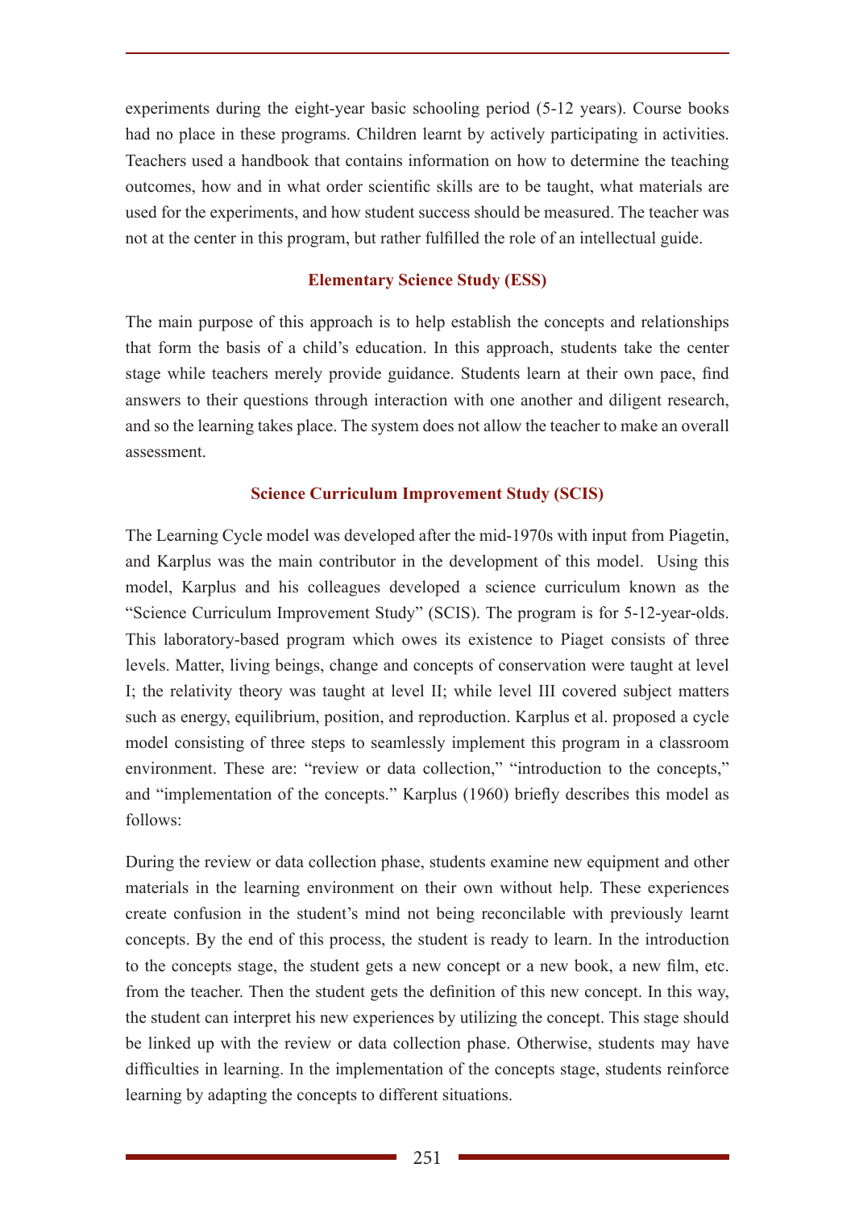experiments during the eight-year basic schooling period (5-12 years). Course books had no place in these programs. Children learnt by actively participating in activities. Teachers used a handbook that contains information on how to determine the teaching outcomes, how and in what order scientific skills are to be taught, what materials are used for the experiments, and how student success should be measured. The teacher was not at the center in this program, but rather fulfilled the role of an intellectual guide.

### Elementary Science Study (ESS)

The main purpose of this approach is to help establish the concepts and relationships that form the basis of a child's education. In this approach, students take the center stage while teachers merely provide guidance. Students learn at their own pace, find answers to their questions through interaction with one another and diligent research, and so the learning takes place. The system does not allow the teacher to make an overall assessment.

### Science Curriculum Improvement Study (SCIS)

The Learning Cycle model was developed after the mid-1970s with input from Piagetin, and Karplus was the main contributor in the development of this model. Using this model, Karplus and his colleagues developed a science curriculum known as the "Science Curriculum Improvement Study" (SCIS). The program is for 5-12-year-olds. This laboratory-based program which owes its existence to Piaget consists of three levels. Matter, living beings, change and concepts of conservation were taught at level I; the relativity theory was taught at level II; while level III covered subject matters such as energy, equilibrium, position, and reproduction. Karplus et al. proposed a cycle model consisting of three steps to seamlessly implement this program in a classroom environment. These are: "review or data collection," "introduction to the concepts," and "implementation of the concepts." Karplus (1960) briefly describes this model as follows:

During the review or data collection phase, students examine new equipment and other materials in the learning environment on their own without help. These experiences create confusion in the student's mind not being reconcilable with previously learnt concepts. By the end of this process, the student is ready to learn. In the introduction to the concepts stage, the student gets a new concept or a new book, a new film, etc. from the teacher. Then the student gets the definition of this new concept. In this way, the student can interpret his new experiences by utilizing the concept. This stage should be linked up with the review or data collection phase. Otherwise, students may have difficulties in learning. In the implementation of the concepts stage, students reinforce learning by adapting the concepts to different situations.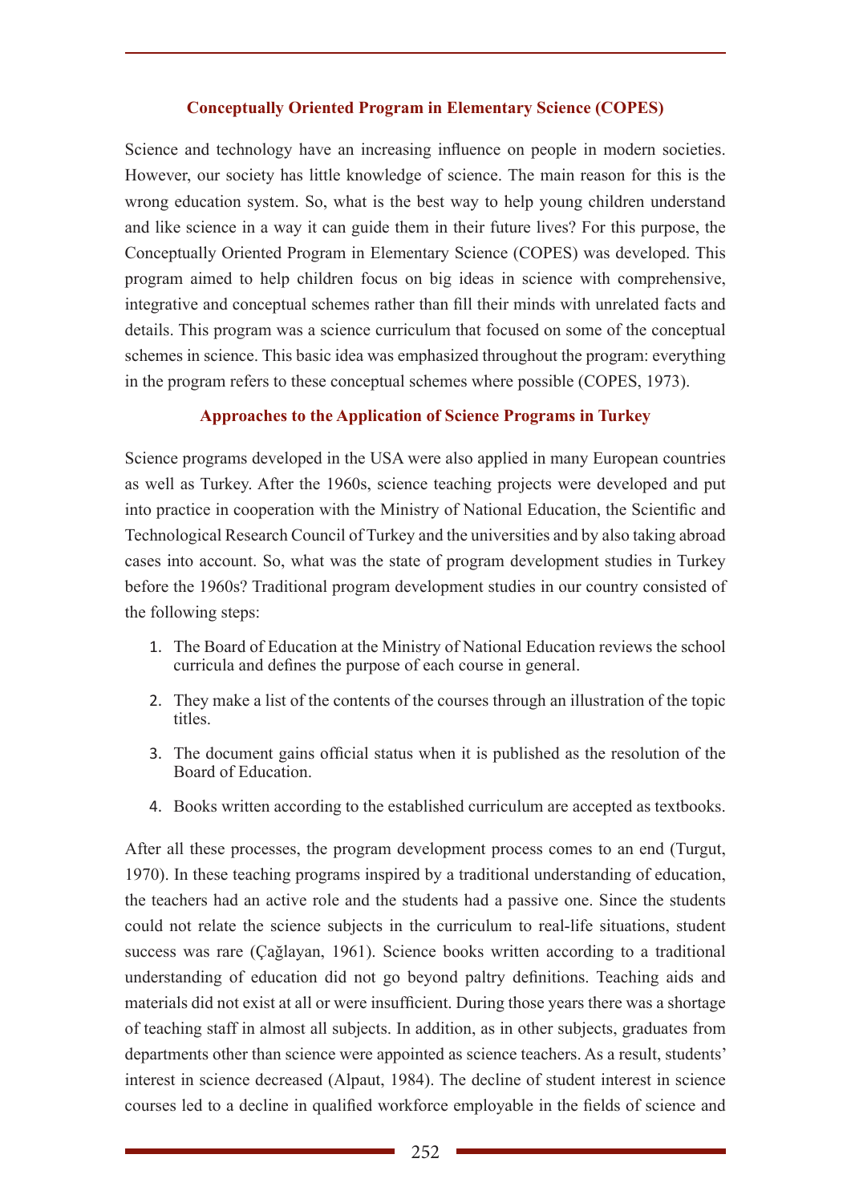## Conceptually Oriented Program in Elementary Science (COPES)

Science and technology have an increasing influence on people in modern societies. However, our society has little knowledge of science. The main reason for this is the wrong education system. So, what is the best way to help young children understand and like science in a way it can guide them in their future lives? For this purpose, the Conceptually Oriented Program in Elementary Science (COPES) was developed. This program aimed to help children focus on big ideas in science with comprehensive, integrative and conceptual schemes rather than fill their minds with unrelated facts and details. This program was a science curriculum that focused on some of the conceptual schemes in science. This basic idea was emphasized throughout the program: everything in the program refers to these conceptual schemes where possible (COPES, 1973).

## Approaches to the Application of Science Programs in Turkey

Science programs developed in the USA were also applied in many European countries as well as Turkey. After the 1960s, science teaching projects were developed and put into practice in cooperation with the Ministry of National Education, the Scientific and Technological Research Council of Turkey and the universities and by also taking abroad cases into account. So, what was the state of program development studies in Turkey before the 1960s? Traditional program development studies in our country consisted of the following steps:

1. The Board of Education at the Ministry of National Education reviews the school curricula and defines the purpose of each course in general.
2. They make a list of the contents of the courses through an illustration of the topic titles.
3. The document gains official status when it is published as the resolution of the Board of Education.
4. Books written according to the established curriculum are accepted as textbooks.

After all these processes, the program development process comes to an end (Turgut, 1970). In these teaching programs inspired by a traditional understanding of education, the teachers had an active role and the students had a passive one. Since the students could not relate the science subjects in the curriculum to real-life situations, student success was rare (Çağlayan, 1961). Science books written according to a traditional understanding of education did not go beyond paltry definitions. Teaching aids and materials did not exist at all or were insufficient. During those years there was a shortage of teaching staff in almost all subjects. In addition, as in other subjects, graduates from departments other than science were appointed as science teachers. As a result, students' interest in science decreased (Alpaut, 1984). The decline of student interest in science courses led to a decline in qualified workforce employable in the fields of science and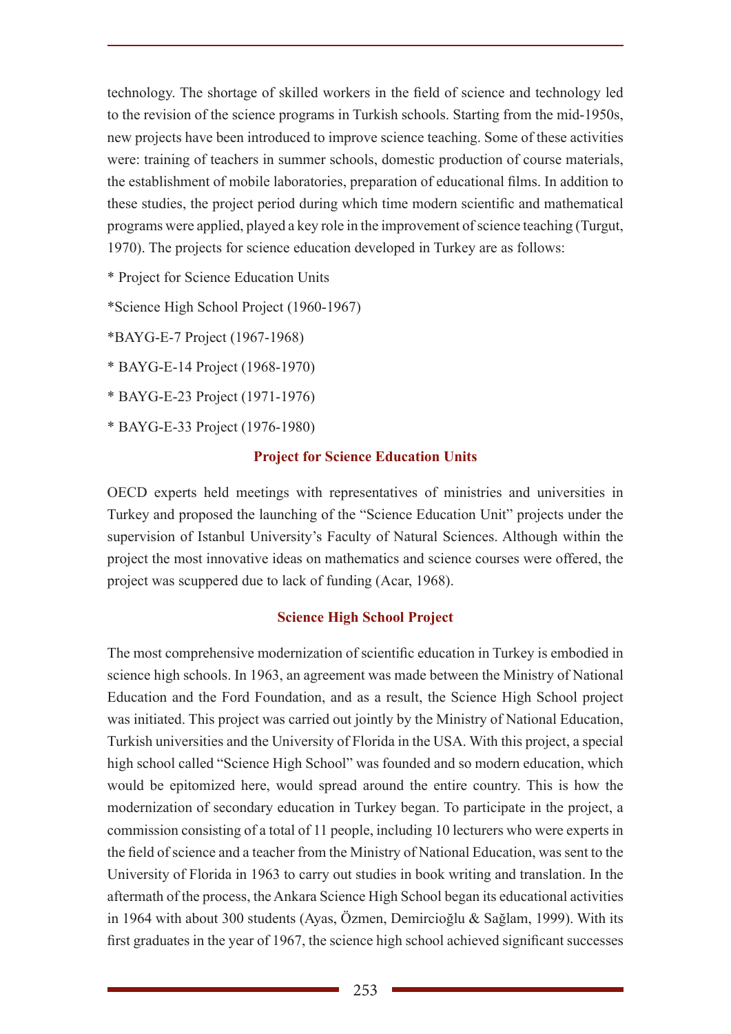technology. The shortage of skilled workers in the field of science and technology led to the revision of the science programs in Turkish schools. Starting from the mid-1950s, new projects have been introduced to improve science teaching. Some of these activities were: training of teachers in summer schools, domestic production of course materials, the establishment of mobile laboratories, preparation of educational films. In addition to these studies, the project period during which time modern scientific and mathematical programs were applied, played a key role in the improvement of science teaching (Turgut, 1970). The projects for science education developed in Turkey are as follows:

* Project for Science Education Units
* Science High School Project (1960-1967)
* BAYG-E-7 Project (1967-1968)
* BAYG-E-14 Project (1968-1970)
* BAYG-E-23 Project (1971-1976)
* BAYG-E-33 Project (1976-1980)

### Project for Science Education Units

OECD experts held meetings with representatives of ministries and universities in Turkey and proposed the launching of the "Science Education Unit" projects under the supervision of Istanbul University's Faculty of Natural Sciences. Although within the project the most innovative ideas on mathematics and science courses were offered, the project was scuppered due to lack of funding (Acar, 1968).

### Science High School Project

The most comprehensive modernization of scientific education in Turkey is embodied in science high schools. In 1963, an agreement was made between the Ministry of National Education and the Ford Foundation, and as a result, the Science High School project was initiated. This project was carried out jointly by the Ministry of National Education, Turkish universities and the University of Florida in the USA. With this project, a special high school called "Science High School" was founded and so modern education, which would be epitomized here, would spread around the entire country. This is how the modernization of secondary education in Turkey began. To participate in the project, a commission consisting of a total of 11 people, including 10 lecturers who were experts in the field of science and a teacher from the Ministry of National Education, was sent to the University of Florida in 1963 to carry out studies in book writing and translation. In the aftermath of the process, the Ankara Science High School began its educational activities in 1964 with about 300 students (Ayas, Özmen, Demircioğlu & Sağlam, 1999). With its first graduates in the year of 1967, the science high school achieved significant successes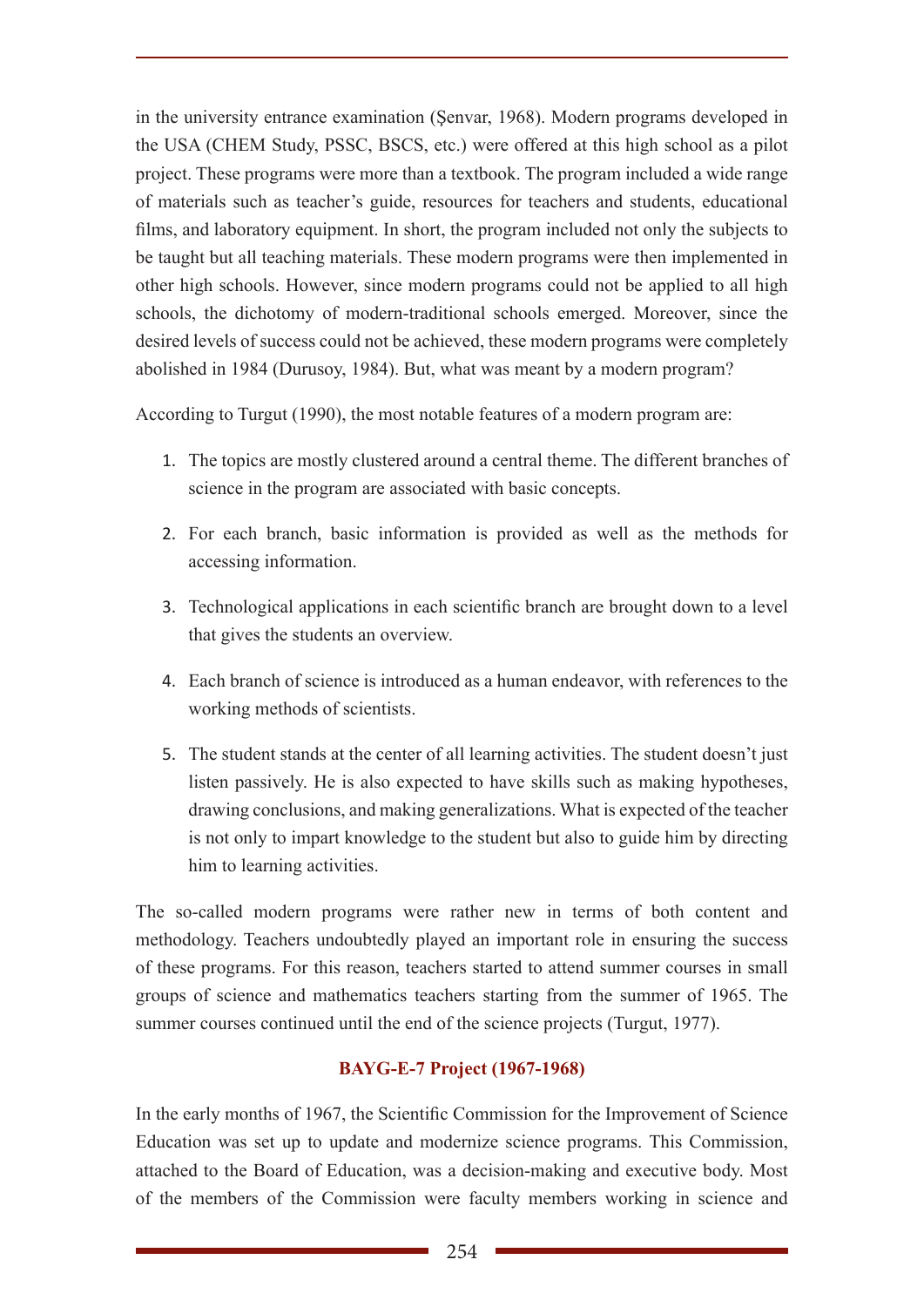in the university entrance examination (Şenvar, 1968). Modern programs developed in the USA (CHEM Study, PSSC, BSCS, etc.) were offered at this high school as a pilot project. These programs were more than a textbook. The program included a wide range of materials such as teacher's guide, resources for teachers and students, educational films, and laboratory equipment. In short, the program included not only the subjects to be taught but all teaching materials. These modern programs were then implemented in other high schools. However, since modern programs could not be applied to all high schools, the dichotomy of modern-traditional schools emerged. Moreover, since the desired levels of success could not be achieved, these modern programs were completely abolished in 1984 (Durusoy, 1984). But, what was meant by a modern program?

According to Turgut (1990), the most notable features of a modern program are:

1. The topics are mostly clustered around a central theme. The different branches of science in the program are associated with basic concepts.
2. For each branch, basic information is provided as well as the methods for accessing information.
3. Technological applications in each scientific branch are brought down to a level that gives the students an overview.
4. Each branch of science is introduced as a human endeavor, with references to the working methods of scientists.
5. The student stands at the center of all learning activities. The student doesn't just listen passively. He is also expected to have skills such as making hypotheses, drawing conclusions, and making generalizations. What is expected of the teacher is not only to impart knowledge to the student but also to guide him by directing him to learning activities.

The so-called modern programs were rather new in terms of both content and methodology. Teachers undoubtedly played an important role in ensuring the success of these programs. For this reason, teachers started to attend summer courses in small groups of science and mathematics teachers starting from the summer of 1965. The summer courses continued until the end of the science projects (Turgut, 1977).

## BAYG-E-7 Project (1967-1968)

In the early months of 1967, the Scientific Commission for the Improvement of Science Education was set up to update and modernize science programs. This Commission, attached to the Board of Education, was a decision-making and executive body. Most of the members of the Commission were faculty members working in science and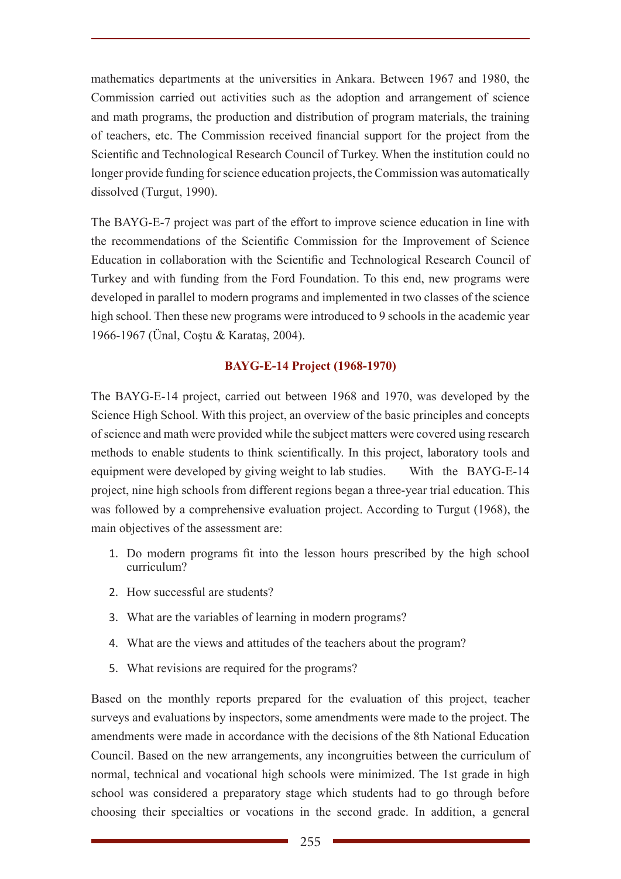mathematics departments at the universities in Ankara. Between 1967 and 1980, the Commission carried out activities such as the adoption and arrangement of science and math programs, the production and distribution of program materials, the training of teachers, etc. The Commission received financial support for the project from the Scientific and Technological Research Council of Turkey. When the institution could no longer provide funding for science education projects, the Commission was automatically dissolved (Turgut, 1990).

The BAYG-E-7 project was part of the effort to improve science education in line with the recommendations of the Scientific Commission for the Improvement of Science Education in collaboration with the Scientific and Technological Research Council of Turkey and with funding from the Ford Foundation. To this end, new programs were developed in parallel to modern programs and implemented in two classes of the science high school. Then these new programs were introduced to 9 schools in the academic year 1966-1967 (Ünal, Coştu & Karataş, 2004).

### BAYG-E-14 Project (1968-1970)

The BAYG-E-14 project, carried out between 1968 and 1970, was developed by the Science High School. With this project, an overview of the basic principles and concepts of science and math were provided while the subject matters were covered using research methods to enable students to think scientifically. In this project, laboratory tools and equipment were developed by giving weight to lab studies. With the BAYG-E-14 project, nine high schools from different regions began a three-year trial education. This was followed by a comprehensive evaluation project. According to Turgut (1968), the main objectives of the assessment are:

1. Do modern programs fit into the lesson hours prescribed by the high school curriculum?
2. How successful are students?
3. What are the variables of learning in modern programs?
4. What are the views and attitudes of the teachers about the program?
5. What revisions are required for the programs?

Based on the monthly reports prepared for the evaluation of this project, teacher surveys and evaluations by inspectors, some amendments were made to the project. The amendments were made in accordance with the decisions of the 8th National Education Council. Based on the new arrangements, any incongruities between the curriculum of normal, technical and vocational high schools were minimized. The 1st grade in high school was considered a preparatory stage which students had to go through before choosing their specialties or vocations in the second grade. In addition, a general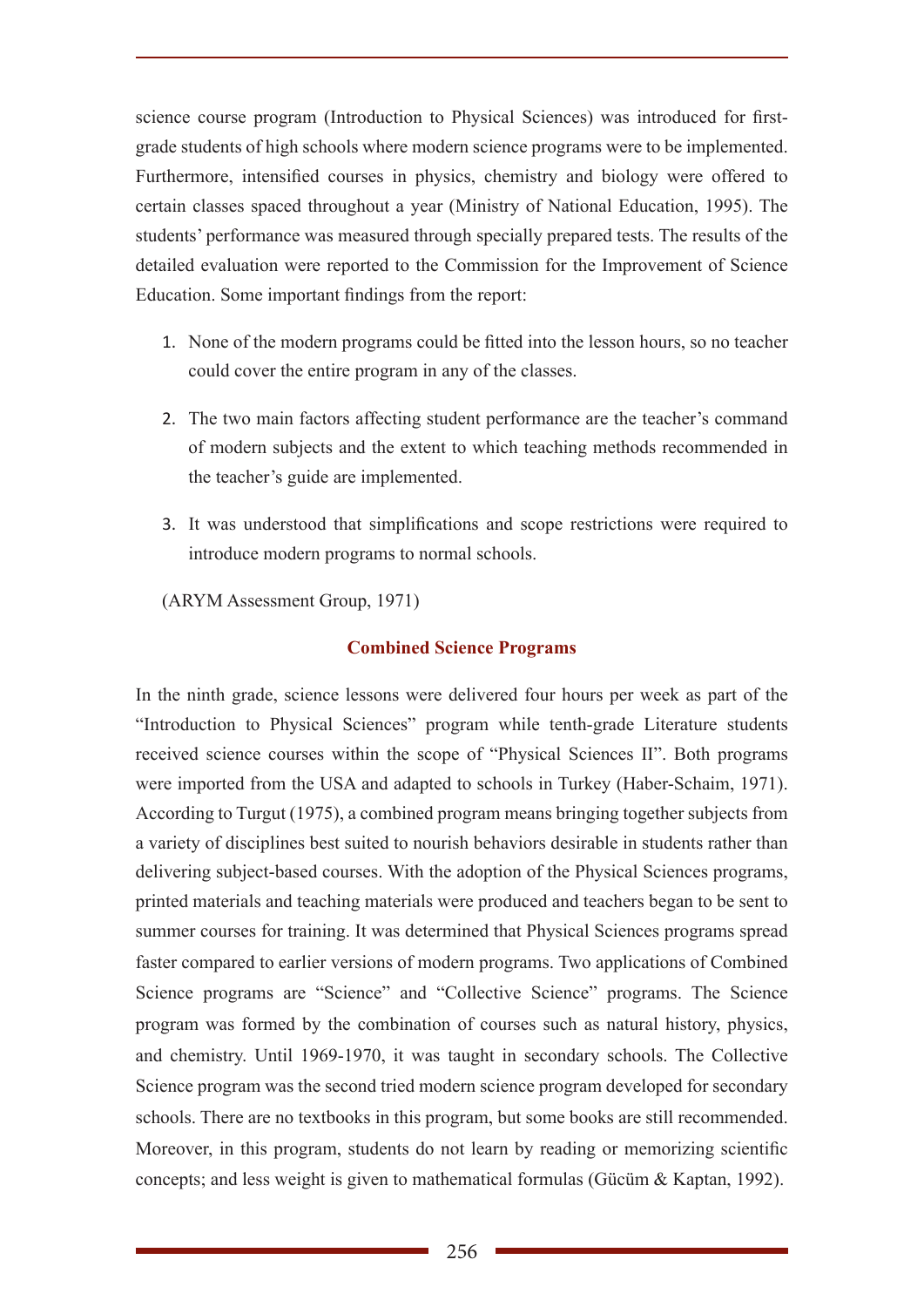science course program (Introduction to Physical Sciences) was introduced for first-grade students of high schools where modern science programs were to be implemented. Furthermore, intensified courses in physics, chemistry and biology were offered to certain classes spaced throughout a year (Ministry of National Education, 1995). The students' performance was measured through specially prepared tests. The results of the detailed evaluation were reported to the Commission for the Improvement of Science Education. Some important findings from the report:

1. None of the modern programs could be fitted into the lesson hours, so no teacher could cover the entire program in any of the classes.
2. The two main factors affecting student performance are the teacher's command of modern subjects and the extent to which teaching methods recommended in the teacher's guide are implemented.
3. It was understood that simplifications and scope restrictions were required to introduce modern programs to normal schools.

(ARYM Assessment Group, 1971)

## Combined Science Programs

In the ninth grade, science lessons were delivered four hours per week as part of the "Introduction to Physical Sciences" program while tenth-grade Literature students received science courses within the scope of "Physical Sciences II". Both programs were imported from the USA and adapted to schools in Turkey (Haber-Schaim, 1971). According to Turgut (1975), a combined program means bringing together subjects from a variety of disciplines best suited to nourish behaviors desirable in students rather than delivering subject-based courses. With the adoption of the Physical Sciences programs, printed materials and teaching materials were produced and teachers began to be sent to summer courses for training. It was determined that Physical Sciences programs spread faster compared to earlier versions of modern programs. Two applications of Combined Science programs are "Science" and "Collective Science" programs. The Science program was formed by the combination of courses such as natural history, physics, and chemistry. Until 1969-1970, it was taught in secondary schools. The Collective Science program was the second tried modern science program developed for secondary schools. There are no textbooks in this program, but some books are still recommended. Moreover, in this program, students do not learn by reading or memorizing scientific concepts; and less weight is given to mathematical formulas (Gücüm & Kaptan, 1992).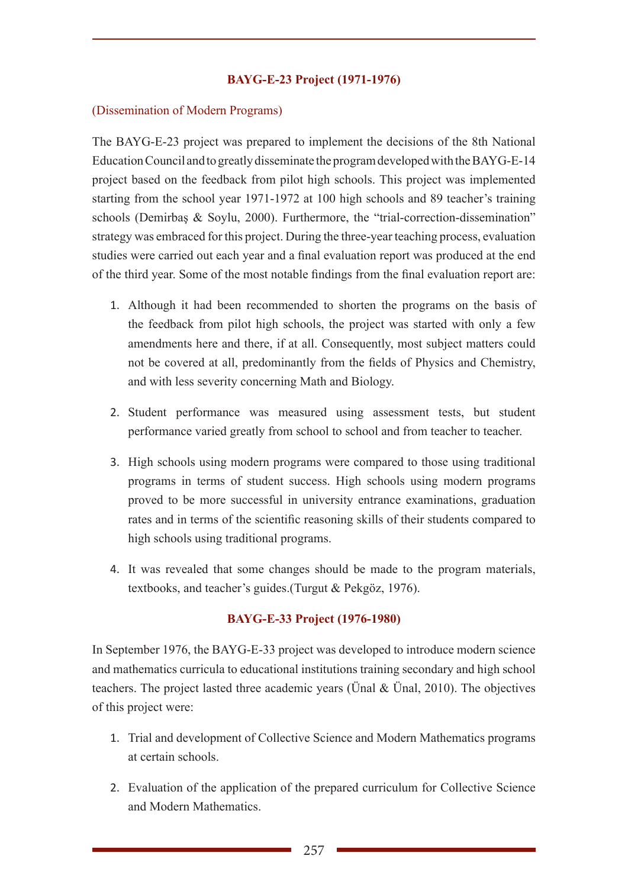### BAYG-E-23 Project (1971-1976)

(Dissemination of Modern Programs)

The BAYG-E-23 project was prepared to implement the decisions of the 8th National Education Council and to greatly disseminate the program developed with the BAYG-E-14 project based on the feedback from pilot high schools. This project was implemented starting from the school year 1971-1972 at 100 high schools and 89 teacher's training schools (Demirbaş & Soylu, 2000). Furthermore, the "trial-correction-dissemination" strategy was embraced for this project. During the three-year teaching process, evaluation studies were carried out each year and a final evaluation report was produced at the end of the third year. Some of the most notable findings from the final evaluation report are:

1. Although it had been recommended to shorten the programs on the basis of the feedback from pilot high schools, the project was started with only a few amendments here and there, if at all. Consequently, most subject matters could not be covered at all, predominantly from the fields of Physics and Chemistry, and with less severity concerning Math and Biology.
2. Student performance was measured using assessment tests, but student performance varied greatly from school to school and from teacher to teacher.
3. High schools using modern programs were compared to those using traditional programs in terms of student success. High schools using modern programs proved to be more successful in university entrance examinations, graduation rates and in terms of the scientific reasoning skills of their students compared to high schools using traditional programs.
4. It was revealed that some changes should be made to the program materials, textbooks, and teacher's guides.(Turgut & Pekgöz, 1976).

### BAYG-E-33 Project (1976-1980)

In September 1976, the BAYG-E-33 project was developed to introduce modern science and mathematics curricula to educational institutions training secondary and high school teachers. The project lasted three academic years (Ünal & Ünal, 2010). The objectives of this project were:

1. Trial and development of Collective Science and Modern Mathematics programs at certain schools.
2. Evaluation of the application of the prepared curriculum for Collective Science and Modern Mathematics.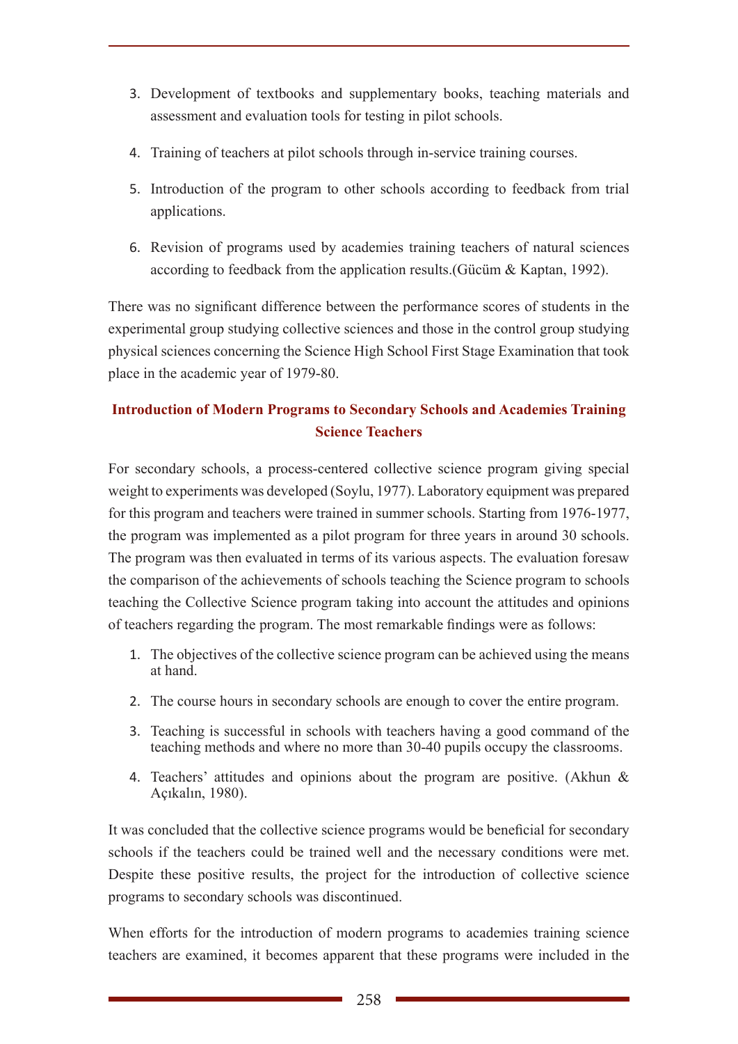3. Development of textbooks and supplementary books, teaching materials and assessment and evaluation tools for testing in pilot schools.
4. Training of teachers at pilot schools through in-service training courses.
5. Introduction of the program to other schools according to feedback from trial applications.
6. Revision of programs used by academies training teachers of natural sciences according to feedback from the application results.(Gücüm & Kaptan, 1992).

There was no significant difference between the performance scores of students in the experimental group studying collective sciences and those in the control group studying physical sciences concerning the Science High School First Stage Examination that took place in the academic year of 1979-80.

## Introduction of Modern Programs to Secondary Schools and Academies Training Science Teachers

For secondary schools, a process-centered collective science program giving special weight to experiments was developed (Soylu, 1977). Laboratory equipment was prepared for this program and teachers were trained in summer schools. Starting from 1976-1977, the program was implemented as a pilot program for three years in around 30 schools. The program was then evaluated in terms of its various aspects. The evaluation foresaw the comparison of the achievements of schools teaching the Science program to schools teaching the Collective Science program taking into account the attitudes and opinions of teachers regarding the program. The most remarkable findings were as follows:

1. The objectives of the collective science program can be achieved using the means at hand.
2. The course hours in secondary schools are enough to cover the entire program.
3. Teaching is successful in schools with teachers having a good command of the teaching methods and where no more than 30-40 pupils occupy the classrooms.
4. Teachers' attitudes and opinions about the program are positive. (Akhun & Açıkalın, 1980).

It was concluded that the collective science programs would be beneficial for secondary schools if the teachers could be trained well and the necessary conditions were met. Despite these positive results, the project for the introduction of collective science programs to secondary schools was discontinued.

When efforts for the introduction of modern programs to academies training science teachers are examined, it becomes apparent that these programs were included in the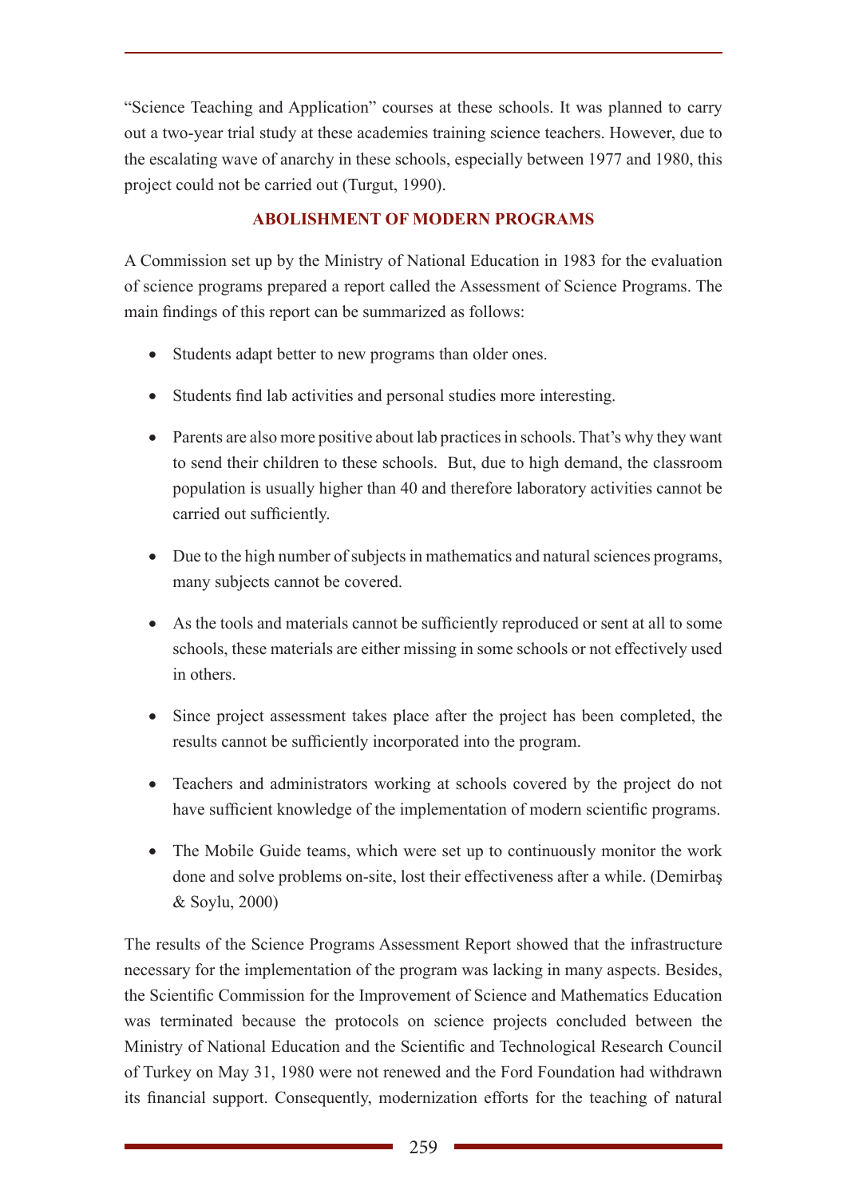"Science Teaching and Application" courses at these schools. It was planned to carry out a two-year trial study at these academies training science teachers. However, due to the escalating wave of anarchy in these schools, especially between 1977 and 1980, this project could not be carried out (Turgut, 1990).

## ABOLISHMENT OF MODERN PROGRAMS

A Commission set up by the Ministry of National Education in 1983 for the evaluation of science programs prepared a report called the Assessment of Science Programs. The main findings of this report can be summarized as follows:

- Students adapt better to new programs than older ones.
- Students find lab activities and personal studies more interesting.
- Parents are also more positive about lab practices in schools. That's why they want to send their children to these schools. But, due to high demand, the classroom population is usually higher than 40 and therefore laboratory activities cannot be carried out sufficiently.
- Due to the high number of subjects in mathematics and natural sciences programs, many subjects cannot be covered.
- As the tools and materials cannot be sufficiently reproduced or sent at all to some schools, these materials are either missing in some schools or not effectively used in others.
- Since project assessment takes place after the project has been completed, the results cannot be sufficiently incorporated into the program.
- Teachers and administrators working at schools covered by the project do not have sufficient knowledge of the implementation of modern scientific programs.
- The Mobile Guide teams, which were set up to continuously monitor the work done and solve problems on-site, lost their effectiveness after a while. (Demirbaş & Soylu, 2000)

The results of the Science Programs Assessment Report showed that the infrastructure necessary for the implementation of the program was lacking in many aspects. Besides, the Scientific Commission for the Improvement of Science and Mathematics Education was terminated because the protocols on science projects concluded between the Ministry of National Education and the Scientific and Technological Research Council of Turkey on May 31, 1980 were not renewed and the Ford Foundation had withdrawn its financial support. Consequently, modernization efforts for the teaching of natural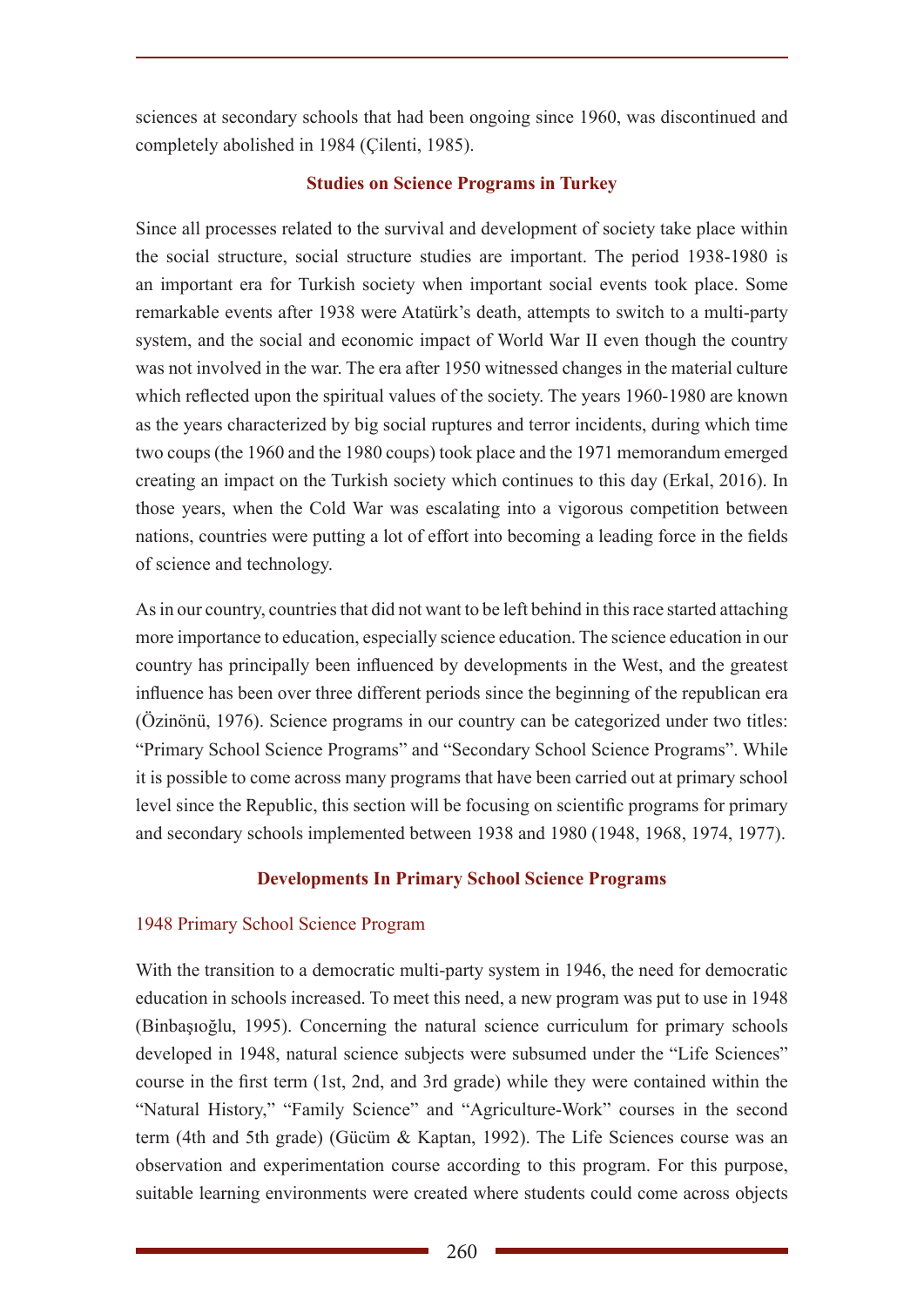sciences at secondary schools that had been ongoing since 1960, was discontinued and completely abolished in 1984 (Çilenti, 1985).

## Studies on Science Programs in Turkey

Since all processes related to the survival and development of society take place within the social structure, social structure studies are important. The period 1938-1980 is an important era for Turkish society when important social events took place. Some remarkable events after 1938 were Atatürk's death, attempts to switch to a multi-party system, and the social and economic impact of World War II even though the country was not involved in the war. The era after 1950 witnessed changes in the material culture which reflected upon the spiritual values of the society. The years 1960-1980 are known as the years characterized by big social ruptures and terror incidents, during which time two coups (the 1960 and the 1980 coups) took place and the 1971 memorandum emerged creating an impact on the Turkish society which continues to this day (Erkal, 2016). In those years, when the Cold War was escalating into a vigorous competition between nations, countries were putting a lot of effort into becoming a leading force in the fields of science and technology.

As in our country, countries that did not want to be left behind in this race started attaching more importance to education, especially science education. The science education in our country has principally been influenced by developments in the West, and the greatest influence has been over three different periods since the beginning of the republican era (Özinönü, 1976). Science programs in our country can be categorized under two titles: "Primary School Science Programs" and "Secondary School Science Programs". While it is possible to come across many programs that have been carried out at primary school level since the Republic, this section will be focusing on scientific programs for primary and secondary schools implemented between 1938 and 1980 (1948, 1968, 1974, 1977).

## Developments In Primary School Science Programs

### 1948 Primary School Science Program

With the transition to a democratic multi-party system in 1946, the need for democratic education in schools increased. To meet this need, a new program was put to use in 1948 (Binbaşıoğlu, 1995). Concerning the natural science curriculum for primary schools developed in 1948, natural science subjects were subsumed under the "Life Sciences" course in the first term (1st, 2nd, and 3rd grade) while they were contained within the "Natural History," "Family Science" and "Agriculture-Work" courses in the second term (4th and 5th grade) (Gücüm & Kaptan, 1992). The Life Sciences course was an observation and experimentation course according to this program. For this purpose, suitable learning environments were created where students could come across objects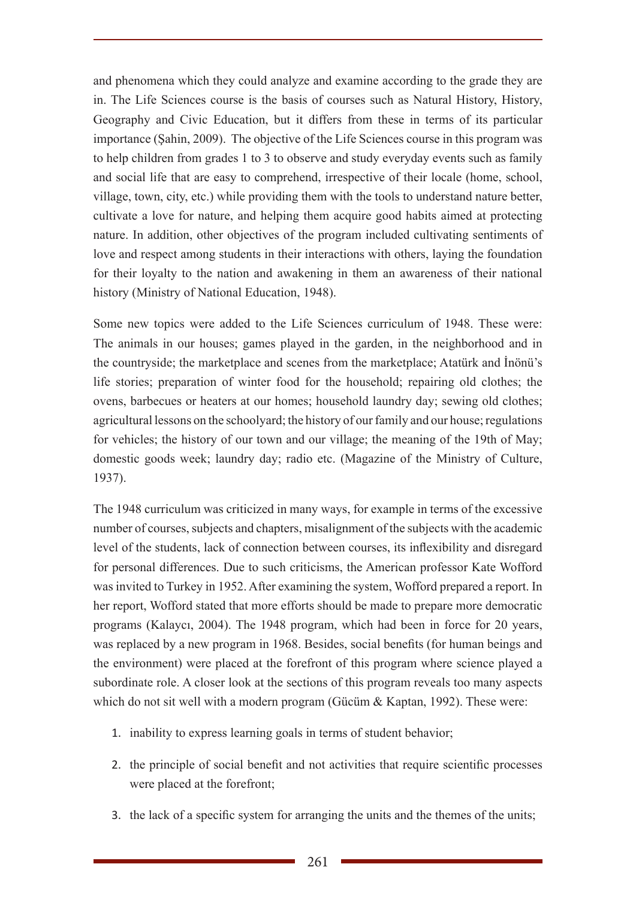and phenomena which they could analyze and examine according to the grade they are in. The Life Sciences course is the basis of courses such as Natural History, History, Geography and Civic Education, but it differs from these in terms of its particular importance (Şahin, 2009). The objective of the Life Sciences course in this program was to help children from grades 1 to 3 to observe and study everyday events such as family and social life that are easy to comprehend, irrespective of their locale (home, school, village, town, city, etc.) while providing them with the tools to understand nature better, cultivate a love for nature, and helping them acquire good habits aimed at protecting nature. In addition, other objectives of the program included cultivating sentiments of love and respect among students in their interactions with others, laying the foundation for their loyalty to the nation and awakening in them an awareness of their national history (Ministry of National Education, 1948).

Some new topics were added to the Life Sciences curriculum of 1948. These were: The animals in our houses; games played in the garden, in the neighborhood and in the countryside; the marketplace and scenes from the marketplace; Atatürk and İnönü's life stories; preparation of winter food for the household; repairing old clothes; the ovens, barbecues or heaters at our homes; household laundry day; sewing old clothes; agricultural lessons on the schoolyard; the history of our family and our house; regulations for vehicles; the history of our town and our village; the meaning of the 19th of May; domestic goods week; laundry day; radio etc. (Magazine of the Ministry of Culture, 1937).

The 1948 curriculum was criticized in many ways, for example in terms of the excessive number of courses, subjects and chapters, misalignment of the subjects with the academic level of the students, lack of connection between courses, its inflexibility and disregard for personal differences. Due to such criticisms, the American professor Kate Wofford was invited to Turkey in 1952. After examining the system, Wofford prepared a report. In her report, Wofford stated that more efforts should be made to prepare more democratic programs (Kalaycı, 2004). The 1948 program, which had been in force for 20 years, was replaced by a new program in 1968. Besides, social benefits (for human beings and the environment) were placed at the forefront of this program where science played a subordinate role. A closer look at the sections of this program reveals too many aspects which do not sit well with a modern program (Gücüm & Kaptan, 1992). These were:

1. inability to express learning goals in terms of student behavior;
2. the principle of social benefit and not activities that require scientific processes were placed at the forefront;
3. the lack of a specific system for arranging the units and the themes of the units;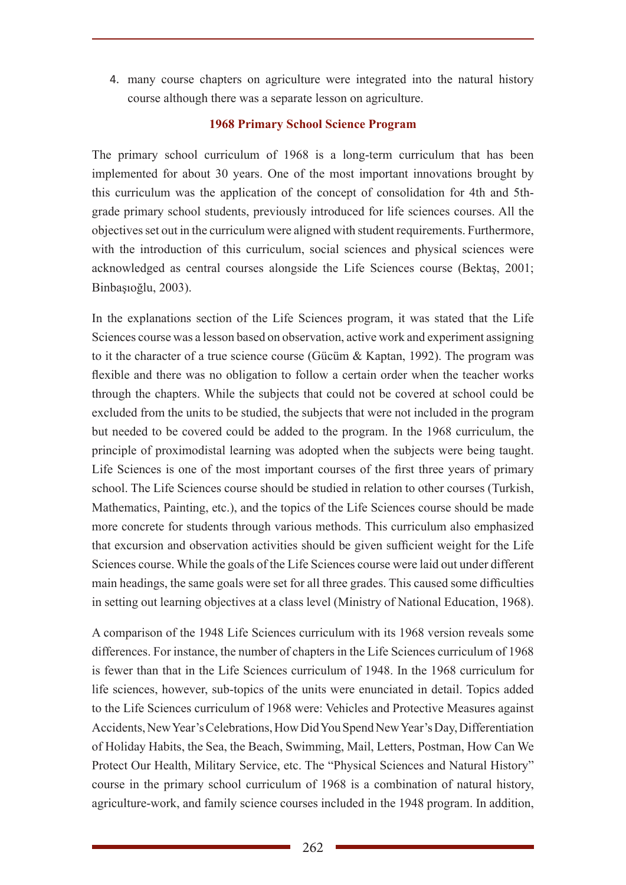4. many course chapters on agriculture were integrated into the natural history course although there was a separate lesson on agriculture.

### 1968 Primary School Science Program

The primary school curriculum of 1968 is a long-term curriculum that has been implemented for about 30 years. One of the most important innovations brought by this curriculum was the application of the concept of consolidation for 4th and 5th-grade primary school students, previously introduced for life sciences courses. All the objectives set out in the curriculum were aligned with student requirements. Furthermore, with the introduction of this curriculum, social sciences and physical sciences were acknowledged as central courses alongside the Life Sciences course (Bektaş, 2001; Binbaşıoğlu, 2003).

In the explanations section of the Life Sciences program, it was stated that the Life Sciences course was a lesson based on observation, active work and experiment assigning to it the character of a true science course (Gücüm & Kaptan, 1992). The program was flexible and there was no obligation to follow a certain order when the teacher works through the chapters. While the subjects that could not be covered at school could be excluded from the units to be studied, the subjects that were not included in the program but needed to be covered could be added to the program. In the 1968 curriculum, the principle of proximodistal learning was adopted when the subjects were being taught. Life Sciences is one of the most important courses of the first three years of primary school. The Life Sciences course should be studied in relation to other courses (Turkish, Mathematics, Painting, etc.), and the topics of the Life Sciences course should be made more concrete for students through various methods. This curriculum also emphasized that excursion and observation activities should be given sufficient weight for the Life Sciences course. While the goals of the Life Sciences course were laid out under different main headings, the same goals were set for all three grades. This caused some difficulties in setting out learning objectives at a class level (Ministry of National Education, 1968).

A comparison of the 1948 Life Sciences curriculum with its 1968 version reveals some differences. For instance, the number of chapters in the Life Sciences curriculum of 1968 is fewer than that in the Life Sciences curriculum of 1948. In the 1968 curriculum for life sciences, however, sub-topics of the units were enunciated in detail. Topics added to the Life Sciences curriculum of 1968 were: Vehicles and Protective Measures against Accidents, New Year's Celebrations, How Did You Spend New Year's Day, Differentiation of Holiday Habits, the Sea, the Beach, Swimming, Mail, Letters, Postman, How Can We Protect Our Health, Military Service, etc. The "Physical Sciences and Natural History" course in the primary school curriculum of 1968 is a combination of natural history, agriculture-work, and family science courses included in the 1948 program. In addition,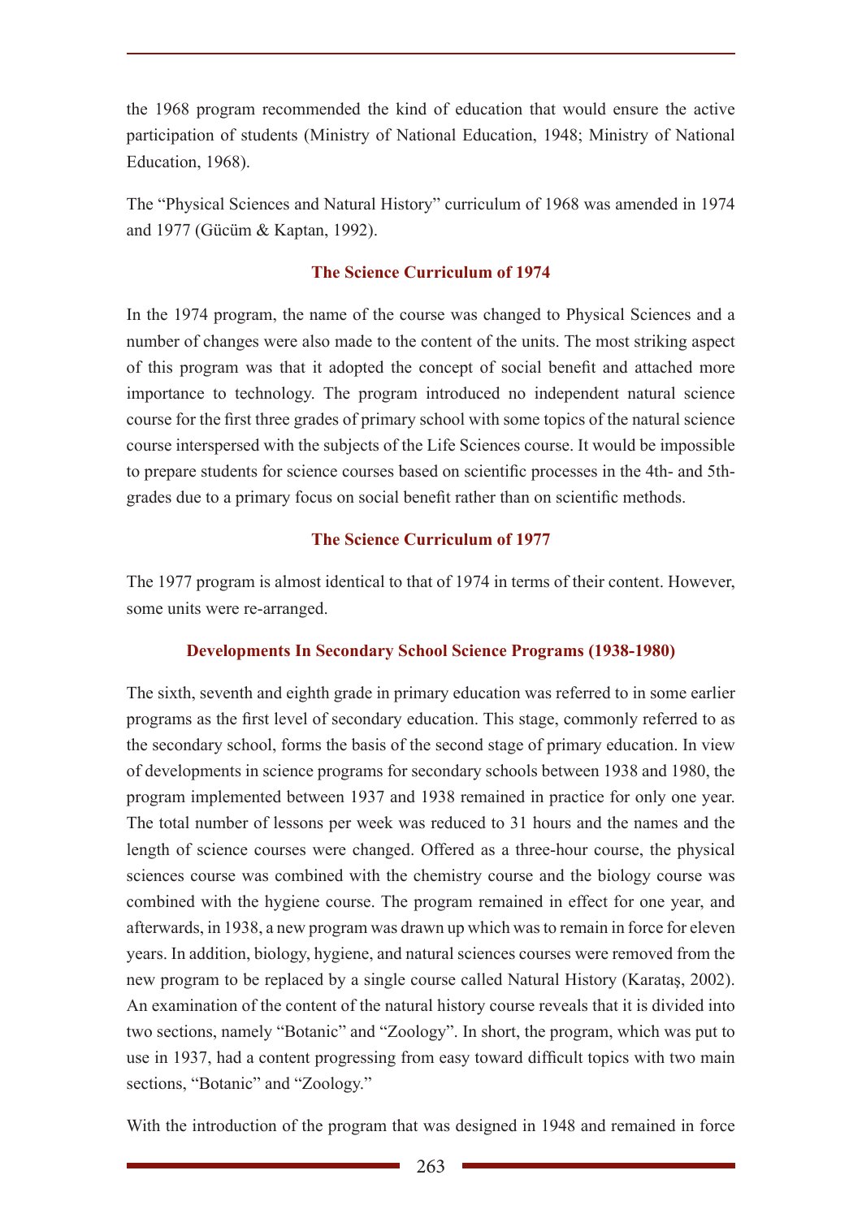the 1968 program recommended the kind of education that would ensure the active participation of students (Ministry of National Education, 1948; Ministry of National Education, 1968).

The "Physical Sciences and Natural History" curriculum of 1968 was amended in 1974 and 1977 (Gücüm & Kaptan, 1992).

### The Science Curriculum of 1974

In the 1974 program, the name of the course was changed to Physical Sciences and a number of changes were also made to the content of the units. The most striking aspect of this program was that it adopted the concept of social benefit and attached more importance to technology. The program introduced no independent natural science course for the first three grades of primary school with some topics of the natural science course interspersed with the subjects of the Life Sciences course. It would be impossible to prepare students for science courses based on scientific processes in the 4th- and 5th-grades due to a primary focus on social benefit rather than on scientific methods.

### The Science Curriculum of 1977

The 1977 program is almost identical to that of 1974 in terms of their content. However, some units were re-arranged.

### Developments In Secondary School Science Programs (1938-1980)

The sixth, seventh and eighth grade in primary education was referred to in some earlier programs as the first level of secondary education. This stage, commonly referred to as the secondary school, forms the basis of the second stage of primary education. In view of developments in science programs for secondary schools between 1938 and 1980, the program implemented between 1937 and 1938 remained in practice for only one year. The total number of lessons per week was reduced to 31 hours and the names and the length of science courses were changed. Offered as a three-hour course, the physical sciences course was combined with the chemistry course and the biology course was combined with the hygiene course. The program remained in effect for one year, and afterwards, in 1938, a new program was drawn up which was to remain in force for eleven years. In addition, biology, hygiene, and natural sciences courses were removed from the new program to be replaced by a single course called Natural History (Karataş, 2002). An examination of the content of the natural history course reveals that it is divided into two sections, namely "Botanic" and "Zoology". In short, the program, which was put to use in 1937, had a content progressing from easy toward difficult topics with two main sections, "Botanic" and "Zoology."

With the introduction of the program that was designed in 1948 and remained in force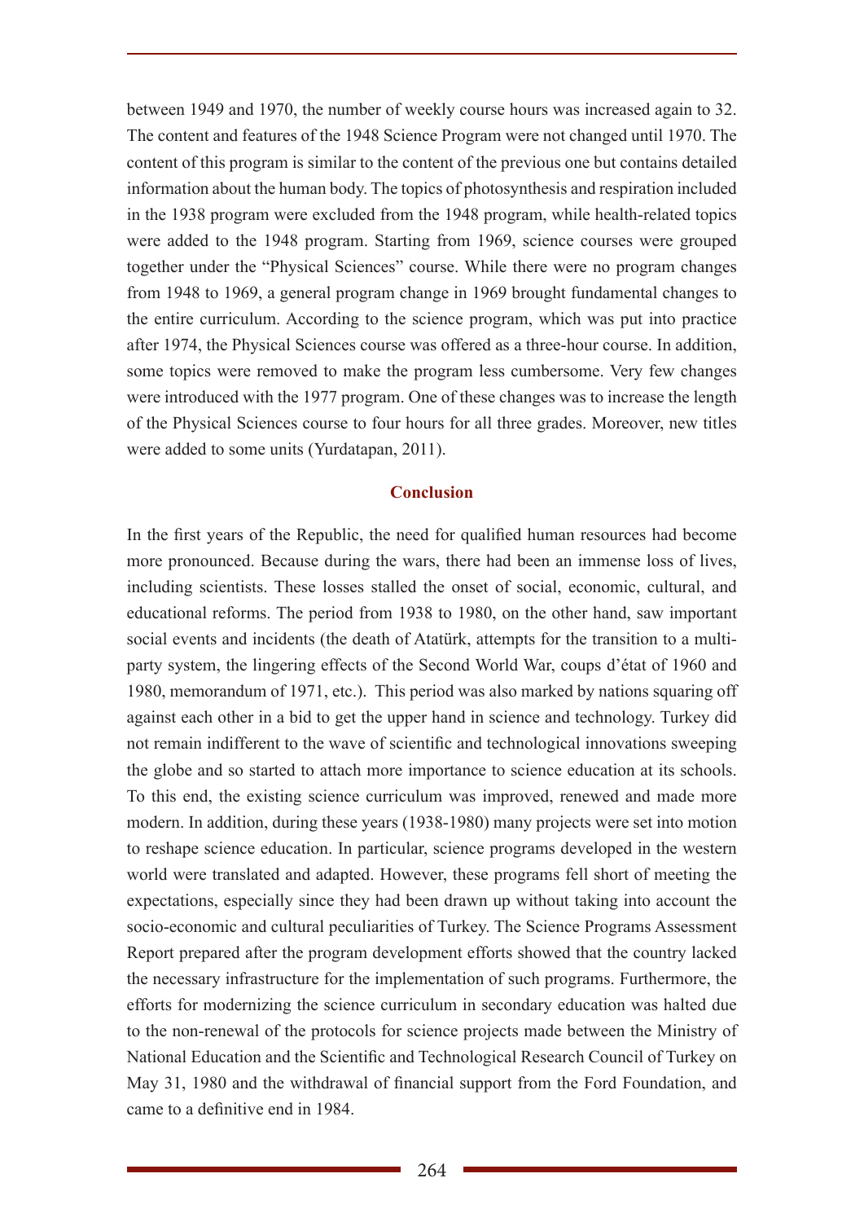between 1949 and 1970, the number of weekly course hours was increased again to 32. The content and features of the 1948 Science Program were not changed until 1970. The content of this program is similar to the content of the previous one but contains detailed information about the human body. The topics of photosynthesis and respiration included in the 1938 program were excluded from the 1948 program, while health-related topics were added to the 1948 program. Starting from 1969, science courses were grouped together under the "Physical Sciences" course. While there were no program changes from 1948 to 1969, a general program change in 1969 brought fundamental changes to the entire curriculum. According to the science program, which was put into practice after 1974, the Physical Sciences course was offered as a three-hour course. In addition, some topics were removed to make the program less cumbersome. Very few changes were introduced with the 1977 program. One of these changes was to increase the length of the Physical Sciences course to four hours for all three grades. Moreover, new titles were added to some units (Yurdatapan, 2011).

## Conclusion

In the first years of the Republic, the need for qualified human resources had become more pronounced. Because during the wars, there had been an immense loss of lives, including scientists. These losses stalled the onset of social, economic, cultural, and educational reforms. The period from 1938 to 1980, on the other hand, saw important social events and incidents (the death of Atatürk, attempts for the transition to a multi-party system, the lingering effects of the Second World War, coups d'état of 1960 and 1980, memorandum of 1971, etc.). This period was also marked by nations squaring off against each other in a bid to get the upper hand in science and technology. Turkey did not remain indifferent to the wave of scientific and technological innovations sweeping the globe and so started to attach more importance to science education at its schools. To this end, the existing science curriculum was improved, renewed and made more modern. In addition, during these years (1938-1980) many projects were set into motion to reshape science education. In particular, science programs developed in the western world were translated and adapted. However, these programs fell short of meeting the expectations, especially since they had been drawn up without taking into account the socio-economic and cultural peculiarities of Turkey. The Science Programs Assessment Report prepared after the program development efforts showed that the country lacked the necessary infrastructure for the implementation of such programs. Furthermore, the efforts for modernizing the science curriculum in secondary education was halted due to the non-renewal of the protocols for science projects made between the Ministry of National Education and the Scientific and Technological Research Council of Turkey on May 31, 1980 and the withdrawal of financial support from the Ford Foundation, and came to a definitive end in 1984.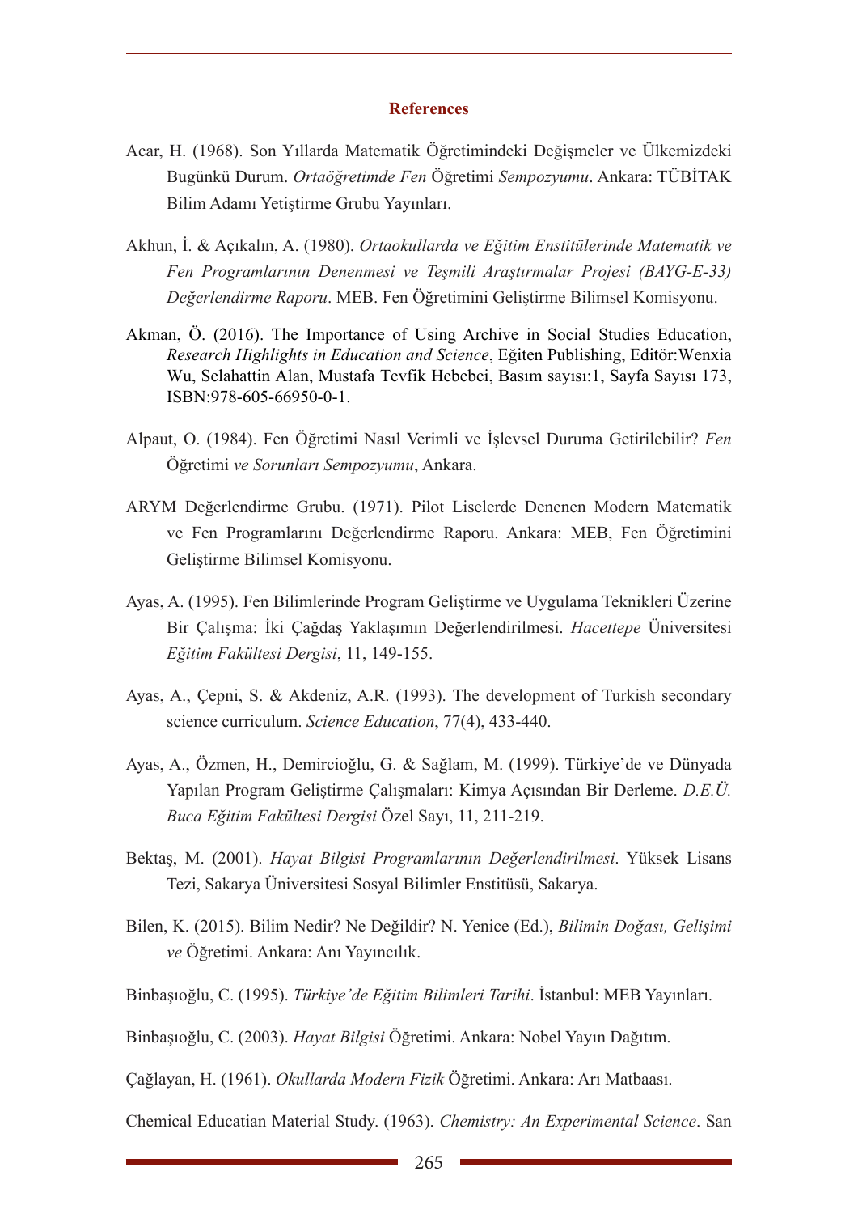## References

Acar, H. (1968). Son Yıllarda Matematik Öğretimindeki Değişmeler ve Ülkemizdeki Bugünkü Durum. *Ortaöğretimde Fen* Öğretimi *Sempozyumu*. Ankara: TÜBİTAK Bilim Adamı Yetiştirme Grubu Yayınları.

Akhun, İ. & Açıkalın, A. (1980). *Ortaokullarda ve Eğitim Enstitülerinde Matematik ve Fen Programlarının Denenmesi ve Teşmili Araştırmalar Projesi (BAYG-E-33) Değerlendirme Raporu*. MEB. Fen Öğretimini Geliştirme Bilimsel Komisyonu.

Akman, Ö. (2016). The Importance of Using Archive in Social Studies Education, *Research Highlights in Education and Science*, Eğiten Publishing, Editör:Wenxia Wu, Selahattin Alan, Mustafa Tevfik Hebebci, Basım sayısı:1, Sayfa Sayısı 173, ISBN:978-605-66950-0-1.

Alpaut, O. (1984). Fen Öğretimi Nasıl Verimli ve İşlevsel Duruma Getirilebilir? *Fen* Öğretimi *ve Sorunları Sempozyumu*, Ankara.

ARYM Değerlendirme Grubu. (1971). Pilot Liselerde Denenen Modern Matematik ve Fen Programlarını Değerlendirme Raporu. Ankara: MEB, Fen Öğretimini Geliştirme Bilimsel Komisyonu.

Ayas, A. (1995). Fen Bilimlerinde Program Geliştirme ve Uygulama Teknikleri Üzerine Bir Çalışma: İki Çağdaş Yaklaşımın Değerlendirilmesi. *Hacettepe* Üniversitesi *Eğitim Fakültesi Dergisi*, 11, 149-155.

Ayas, A., Çepni, S. & Akdeniz, A.R. (1993). The development of Turkish secondary science curriculum. *Science Education*, 77(4), 433-440.

Ayas, A., Özmen, H., Demircioğlu, G. & Sağlam, M. (1999). Türkiye'de ve Dünyada Yapılan Program Geliştirme Çalışmaları: Kimya Açısından Bir Derleme. *D.E.Ü. Buca Eğitim Fakültesi Dergisi* Özel Sayı, 11, 211-219.

Bektaş, M. (2001). *Hayat Bilgisi Programlarının Değerlendirilmesi*. Yüksek Lisans Tezi, Sakarya Üniversitesi Sosyal Bilimler Enstitüsü, Sakarya.

Bilen, K. (2015). Bilim Nedir? Ne Değildir? N. Yenice (Ed.), *Bilimin Doğası, Gelişimi ve* Öğretimi. Ankara: Anı Yayıncılık.

Binbaşıoğlu, C. (1995). *Türkiye'de Eğitim Bilimleri Tarihi*. İstanbul: MEB Yayınları.

Binbaşıoğlu, C. (2003). *Hayat Bilgisi* Öğretimi. Ankara: Nobel Yayın Dağıtım.

Çağlayan, H. (1961). *Okullarda Modern Fizik* Öğretimi. Ankara: Arı Matbaası.

Chemical Educatian Material Study. (1963). *Chemistry: An Experimental Science*. San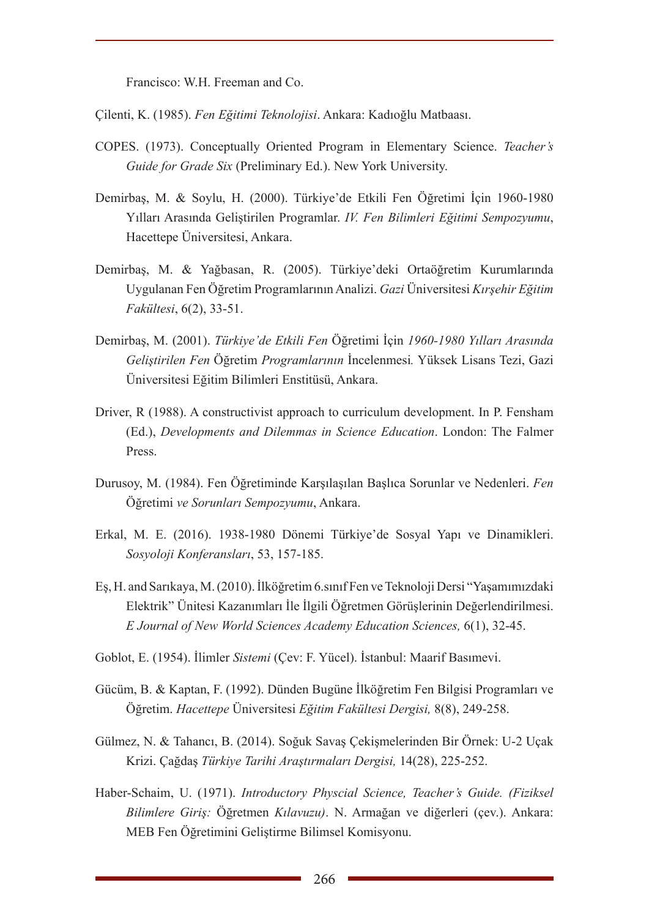Francisco: W.H. Freeman and Co.

Çilenti, K. (1985). *Fen Eğitimi Teknolojisi*. Ankara: Kadıoğlu Matbaası.

COPES. (1973). Conceptually Oriented Program in Elementary Science. *Teacher's Guide for Grade Six* (Preliminary Ed.). New York University.

Demirbaş, M. & Soylu, H. (2000). Türkiye'de Etkili Fen Öğretimi İçin 1960-1980 Yılları Arasında Geliştirilen Programlar. *IV. Fen Bilimleri Eğitimi Sempozyumu*, Hacettepe Üniversitesi, Ankara.

Demirbaş, M. & Yağbasan, R. (2005). Türkiye'deki Ortaöğretim Kurumlarında Uygulanan Fen Öğretim Programlarının Analizi. *Gazi* Üniversitesi *Kırşehir Eğitim Fakültesi*, 6(2), 33-51.

Demirbaş, M. (2001). *Türkiye'de Etkili Fen* Öğretimi İçin *1960-1980 Yılları Arasında Geliştirilen Fen* Öğretim *Programlarının* İncelenmesi*.* Yüksek Lisans Tezi, Gazi Üniversitesi Eğitim Bilimleri Enstitüsü, Ankara.

Driver, R (1988). A constructivist approach to curriculum development. In P. Fensham (Ed.), *Developments and Dilemmas in Science Education*. London: The Falmer Press.

Durusoy, M. (1984). Fen Öğretiminde Karşılaşılan Başlıca Sorunlar ve Nedenleri. *Fen* Öğretimi *ve Sorunları Sempozyumu*, Ankara.

Erkal, M. E. (2016). 1938-1980 Dönemi Türkiye'de Sosyal Yapı ve Dinamikleri. *Sosyoloji Konferansları*, 53, 157-185.

Eş, H. and Sarıkaya, M. (2010). İlköğretim 6.sınıf Fen ve Teknoloji Dersi "Yaşamımızdaki Elektrik" Ünitesi Kazanımları İle İlgili Öğretmen Görüşlerinin Değerlendirilmesi. *E Journal of New World Sciences Academy Education Sciences,* 6(1), 32-45.

Goblot, E. (1954). İlimler *Sistemi* (Çev: F. Yücel). İstanbul: Maarif Basımevi.

Gücüm, B. & Kaptan, F. (1992). Dünden Bugüne İlköğretim Fen Bilgisi Programları ve Öğretim. *Hacettepe* Üniversitesi *Eğitim Fakültesi Dergisi,* 8(8), 249-258.

Gülmez, N. & Tahancı, B. (2014). Soğuk Savaş Çekişmelerinden Bir Örnek: U-2 Uçak Krizi. Çağdaş *Türkiye Tarihi Araştırmaları Dergisi,* 14(28), 225-252.

Haber-Schaim, U. (1971). *Introductory Physcial Science, Teacher's Guide. (Fiziksel Bilimlere Giriş:* Öğretmen *Kılavuzu)*. N. Armağan ve diğerleri (çev.). Ankara: MEB Fen Öğretimini Geliştirme Bilimsel Komisyonu.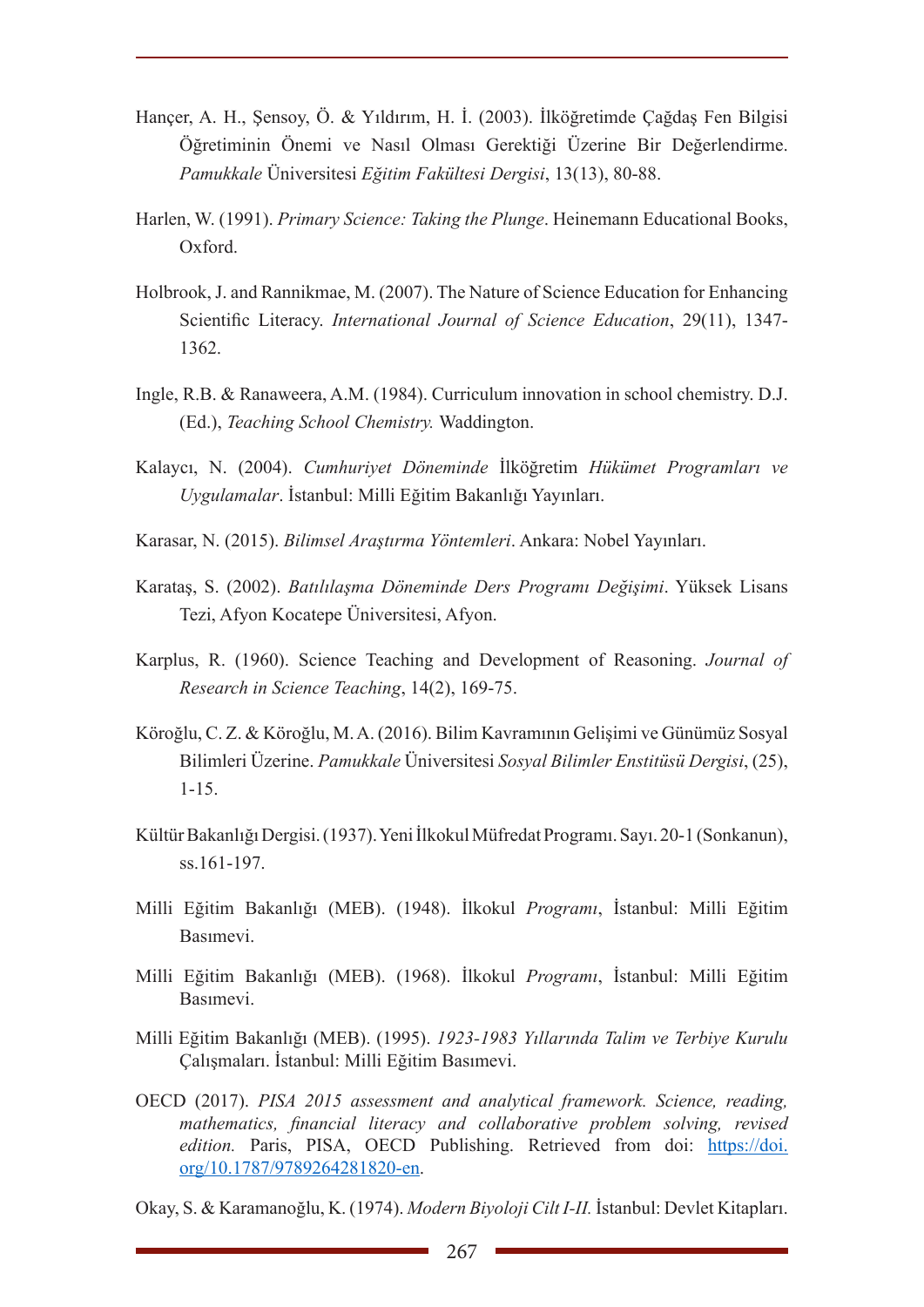Hançer, A. H., Şensoy, Ö. & Yıldırım, H. İ. (2003). İlköğretimde Çağdaş Fen Bilgisi Öğretiminin Önemi ve Nasıl Olması Gerektiği Üzerine Bir Değerlendirme. *Pamukkale* Üniversitesi *Eğitim Fakültesi Dergisi*, 13(13), 80-88.

Harlen, W. (1991). *Primary Science: Taking the Plunge*. Heinemann Educational Books, Oxford.

Holbrook, J. and Rannikmae, M. (2007). The Nature of Science Education for Enhancing Scientific Literacy. *International Journal of Science Education*, 29(11), 1347-1362.

Ingle, R.B. & Ranaweera, A.M. (1984). Curriculum innovation in school chemistry. D.J. (Ed.), *Teaching School Chemistry.* Waddington.

Kalaycı, N. (2004). *Cumhuriyet Döneminde* İlköğretim *Hükümet Programları ve Uygulamalar*. İstanbul: Milli Eğitim Bakanlığı Yayınları.

Karasar, N. (2015). *Bilimsel Araştırma Yöntemleri*. Ankara: Nobel Yayınları.

Karataş, S. (2002). *Batılılaşma Döneminde Ders Programı Değişimi*. Yüksek Lisans Tezi, Afyon Kocatepe Üniversitesi, Afyon.

Karplus, R. (1960). Science Teaching and Development of Reasoning. *Journal of Research in Science Teaching*, 14(2), 169-75.

Köroğlu, C. Z. & Köroğlu, M. A. (2016). Bilim Kavramının Gelişimi ve Günümüz Sosyal Bilimleri Üzerine. *Pamukkale* Üniversitesi *Sosyal Bilimler Enstitüsü Dergisi*, (25), 1-15.

Kültür Bakanlığı Dergisi. (1937). Yeni İlkokul Müfredat Programı. Sayı. 20-1 (Sonkanun), ss.161-197.

Milli Eğitim Bakanlığı (MEB). (1948). İlkokul *Programı*, İstanbul: Milli Eğitim Basımevi.

Milli Eğitim Bakanlığı (MEB). (1968). İlkokul *Programı*, İstanbul: Milli Eğitim Basımevi.

Milli Eğitim Bakanlığı (MEB). (1995). *1923-1983 Yıllarında Talim ve Terbiye Kurulu* Çalışmaları. İstanbul: Milli Eğitim Basımevi.

OECD (2017). *PISA 2015 assessment and analytical framework. Science, reading, mathematics, financial literacy and collaborative problem solving, revised edition.* Paris, PISA, OECD Publishing. Retrieved from doi: https://doi.org/10.1787/9789264281820-en.

Okay, S. & Karamanoğlu, K. (1974). *Modern Biyoloji Cilt I-II.* İstanbul: Devlet Kitapları.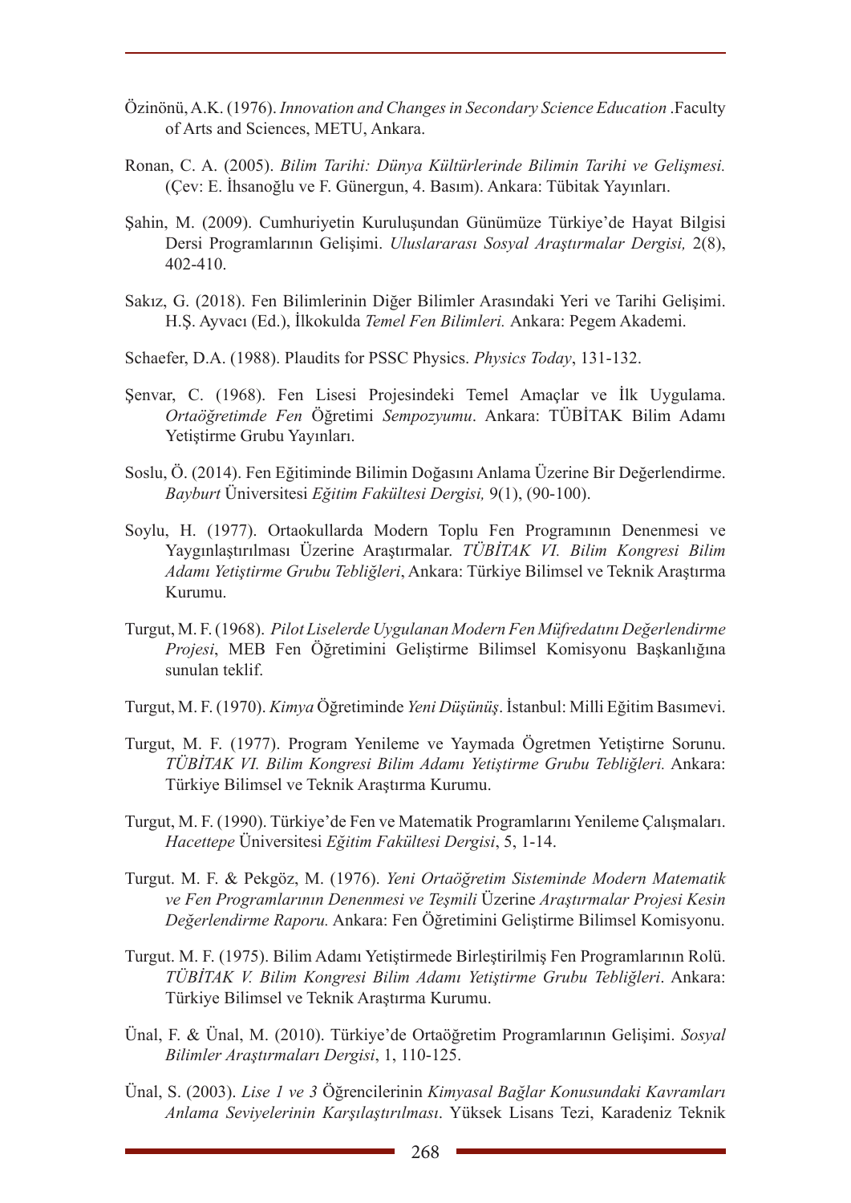Özinönü, A.K. (1976). *Innovation and Changes in Secondary Science Education* .Faculty of Arts and Sciences, METU, Ankara.

Ronan, C. A. (2005). *Bilim Tarihi: Dünya Kültürlerinde Bilimin Tarihi ve Gelişmesi.* (Çev: E. İhsanoğlu ve F. Günergun, 4. Basım). Ankara: Tübitak Yayınları.

Şahin, M. (2009). Cumhuriyetin Kuruluşundan Günümüze Türkiye'de Hayat Bilgisi Dersi Programlarının Gelişimi. *Uluslararası Sosyal Araştırmalar Dergisi,* 2(8), 402-410.

Sakız, G. (2018). Fen Bilimlerinin Diğer Bilimler Arasındaki Yeri ve Tarihi Gelişimi. H.Ş. Ayvacı (Ed.), İlkokulda *Temel Fen Bilimleri.* Ankara: Pegem Akademi.

Schaefer, D.A. (1988). Plaudits for PSSC Physics. *Physics Today*, 131-132.

Şenvar, C. (1968). Fen Lisesi Projesindeki Temel Amaçlar ve İlk Uygulama. *Ortaöğretimde Fen* Öğretimi *Sempozyumu*. Ankara: TÜBİTAK Bilim Adamı Yetiştirme Grubu Yayınları.

Soslu, Ö. (2014). Fen Eğitiminde Bilimin Doğasını Anlama Üzerine Bir Değerlendirme. *Bayburt* Üniversitesi *Eğitim Fakültesi Dergisi,* 9(1), (90-100).

Soylu, H. (1977). Ortaokullarda Modern Toplu Fen Programının Denenmesi ve Yaygınlaştırılması Üzerine Araştırmalar. *TÜBİTAK VI. Bilim Kongresi Bilim Adamı Yetiştirme Grubu Tebliğleri*, Ankara: Türkiye Bilimsel ve Teknik Araştırma Kurumu.

Turgut, M. F. (1968). *Pilot Liselerde Uygulanan Modern Fen Müfredatını Değerlendirme Projesi*, MEB Fen Öğretimini Geliştirme Bilimsel Komisyonu Başkanlığına sunulan teklif.

Turgut, M. F. (1970). *Kimya* Öğretiminde *Yeni Düşünüş*. İstanbul: Milli Eğitim Basımevi.

Turgut, M. F. (1977). Program Yenileme ve Yaymada Öğretmen Yetiştirne Sorunu. *TÜBİTAK VI. Bilim Kongresi Bilim Adamı Yetiştirme Grubu Tebliğleri.* Ankara: Türkiye Bilimsel ve Teknik Araştırma Kurumu.

Turgut, M. F. (1990). Türkiye'de Fen ve Matematik Programlarını Yenileme Çalışmaları. *Hacettepe* Üniversitesi *Eğitim Fakültesi Dergisi*, 5, 1-14.

Turgut. M. F. & Pekgöz, M. (1976). *Yeni Ortaöğretim Sisteminde Modern Matematik ve Fen Programlarının Denenmesi ve Teşmili* Üzerine *Araştırmalar Projesi Kesin Değerlendirme Raporu.* Ankara: Fen Öğretimini Geliştirme Bilimsel Komisyonu.

Turgut. M. F. (1975). Bilim Adamı Yetiştirmede Birleştirilmiş Fen Programlarının Rolü. *TÜBİTAK V. Bilim Kongresi Bilim Adamı Yetiştirme Grubu Tebliğleri*. Ankara: Türkiye Bilimsel ve Teknik Araştırma Kurumu.

Ünal, F. & Ünal, M. (2010). Türkiye'de Ortaöğretim Programlarının Gelişimi. *Sosyal Bilimler Araştırmaları Dergisi*, 1, 110-125.

Ünal, S. (2003). *Lise 1 ve 3* Öğrencilerinin *Kimyasal Bağlar Konusundaki Kavramları Anlama Seviyelerinin Karşılaştırılması*. Yüksek Lisans Tezi, Karadeniz Teknik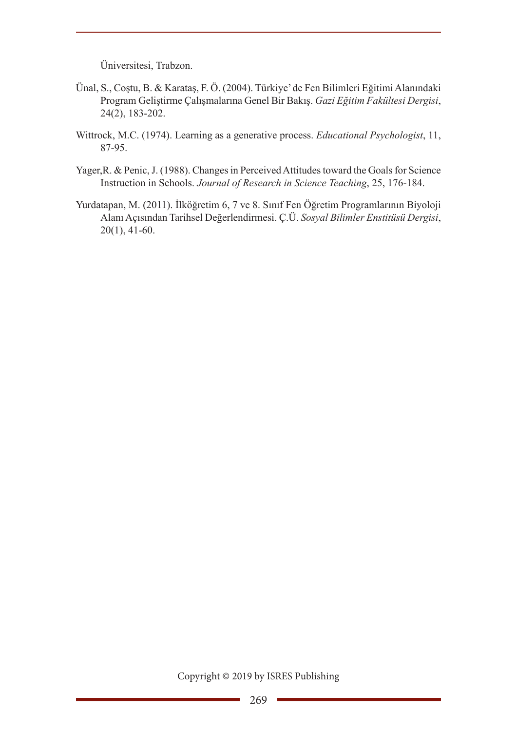Üniversitesi, Trabzon.

Ünal, S., Coştu, B. & Karataş, F. Ö. (2004). Türkiye' de Fen Bilimleri Eğitimi Alanındaki Program Geliştirme Çalışmalarına Genel Bir Bakış. *Gazi Eğitim Fakültesi Dergisi*, 24(2), 183-202.

Wittrock, M.C. (1974). Learning as a generative process. *Educational Psychologist*, 11, 87-95.

Yager,R. & Penic, J. (1988). Changes in Perceived Attitudes toward the Goals for Science Instruction in Schools. *Journal of Research in Science Teaching*, 25, 176-184.

Yurdatapan, M. (2011). İlköğretim 6, 7 ve 8. Sınıf Fen Öğretim Programlarının Biyoloji Alanı Açısından Tarihsel Değerlendirmesi. Ç.Ü. *Sosyal Bilimler Enstitüsü Dergisi*, 20(1), 41-60.